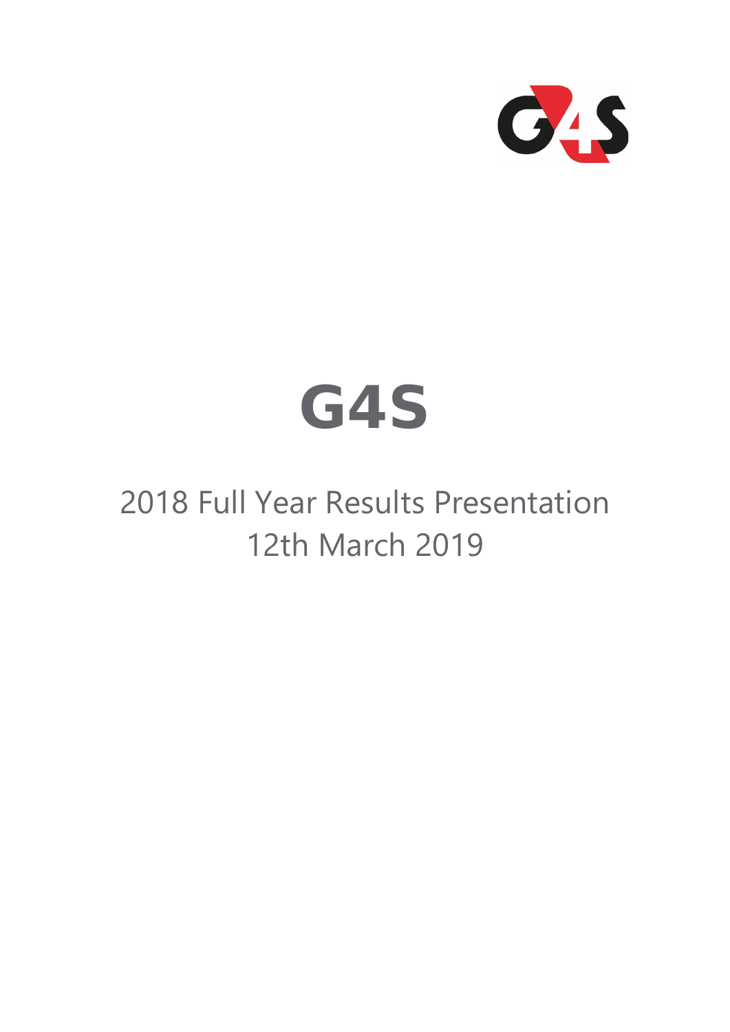# G4S

2018 Full Year Results Presentation
12th March 2019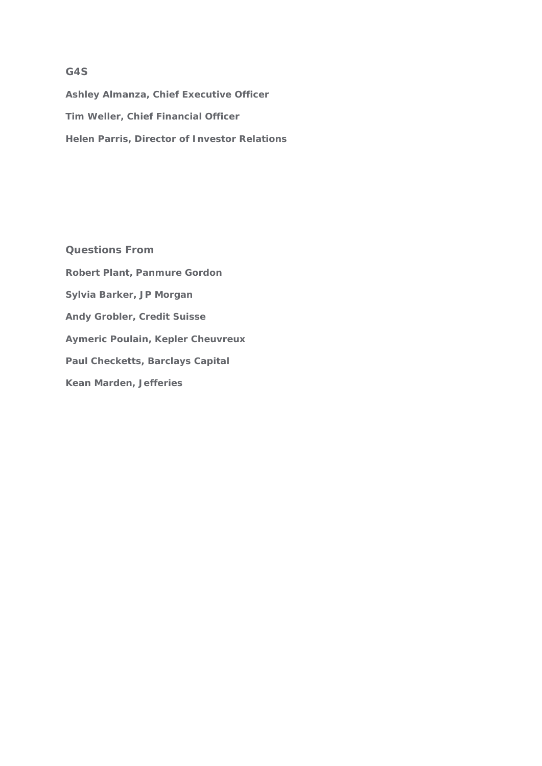**G4S**

**Ashley Almanza, Chief Executive Officer**

**Tim Weller, Chief Financial Officer**

**Helen Parris, Director of Investor Relations**

**Questions From**

**Robert Plant, Panmure Gordon**

**Sylvia Barker, JP Morgan**

**Andy Grobler, Credit Suisse**

**Aymeric Poulain, Kepler Cheuvreux**

**Paul Checketts, Barclays Capital**

**Kean Marden, Jefferies**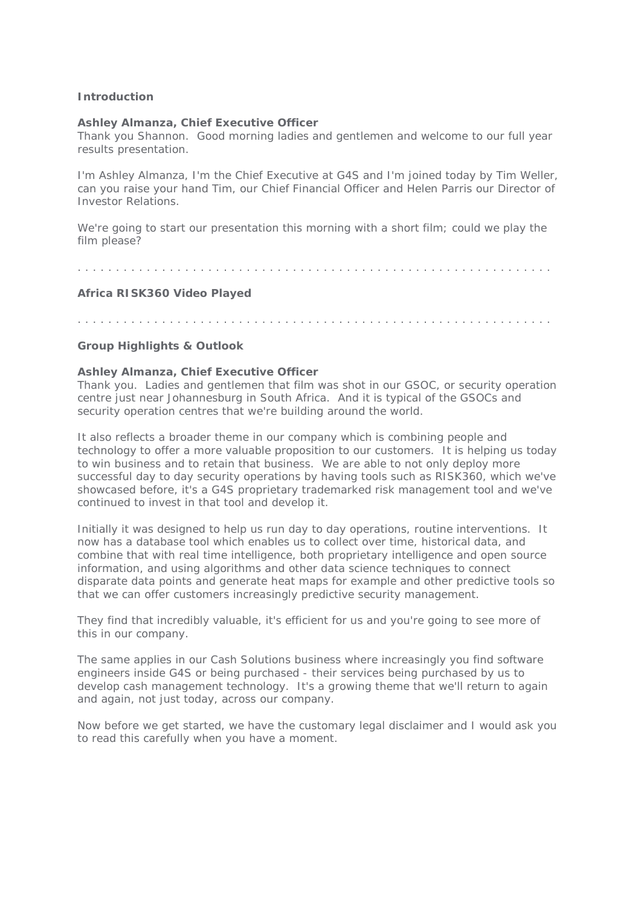## Introduction

**Ashley Almanza, Chief Executive Officer**

Thank you Shannon. Good morning ladies and gentlemen and welcome to our full year results presentation.

I'm Ashley Almanza, I'm the Chief Executive at G4S and I'm joined today by Tim Weller, can you raise your hand Tim, our Chief Financial Officer and Helen Parris our Director of Investor Relations.

We're going to start our presentation this morning with a short film; could we play the film please?

. . . . . . . . . . . . . . . . . . . . . . . . . . . . . . . . . . . . . . . . . . . . . . . . . . . . . . . . . . . . . .

## Africa RISK360 Video Played

. . . . . . . . . . . . . . . . . . . . . . . . . . . . . . . . . . . . . . . . . . . . . . . . . . . . . . . . . . . . . .

## Group Highlights & Outlook

**Ashley Almanza, Chief Executive Officer**

Thank you. Ladies and gentlemen that film was shot in our GSOC, or security operation centre just near Johannesburg in South Africa. And it is typical of the GSOCs and security operation centres that we're building around the world.

It also reflects a broader theme in our company which is combining people and technology to offer a more valuable proposition to our customers. It is helping us today to win business and to retain that business. We are able to not only deploy more successful day to day security operations by having tools such as RISK360, which we've showcased before, it's a G4S proprietary trademarked risk management tool and we've continued to invest in that tool and develop it.

Initially it was designed to help us run day to day operations, routine interventions. It now has a database tool which enables us to collect over time, historical data, and combine that with real time intelligence, both proprietary intelligence and open source information, and using algorithms and other data science techniques to connect disparate data points and generate heat maps for example and other predictive tools so that we can offer customers increasingly predictive security management.

They find that incredibly valuable, it's efficient for us and you're going to see more of this in our company.

The same applies in our Cash Solutions business where increasingly you find software engineers inside G4S or being purchased - their services being purchased by us to develop cash management technology. It's a growing theme that we'll return to again and again, not just today, across our company.

Now before we get started, we have the customary legal disclaimer and I would ask you to read this carefully when you have a moment.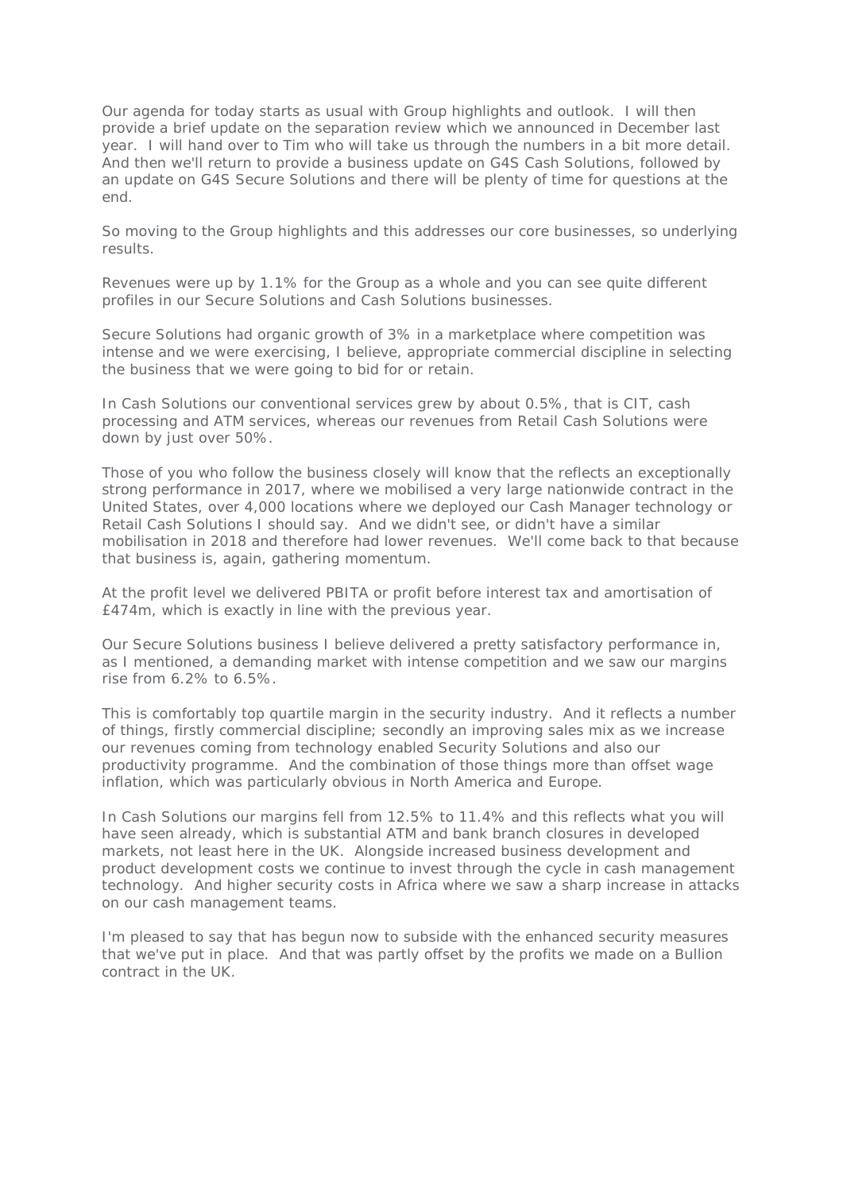Our agenda for today starts as usual with Group highlights and outlook. I will then provide a brief update on the separation review which we announced in December last year. I will hand over to Tim who will take us through the numbers in a bit more detail. And then we'll return to provide a business update on G4S Cash Solutions, followed by an update on G4S Secure Solutions and there will be plenty of time for questions at the end.

So moving to the Group highlights and this addresses our core businesses, so underlying results.

Revenues were up by 1.1% for the Group as a whole and you can see quite different profiles in our Secure Solutions and Cash Solutions businesses.

Secure Solutions had organic growth of 3% in a marketplace where competition was intense and we were exercising, I believe, appropriate commercial discipline in selecting the business that we were going to bid for or retain.

In Cash Solutions our conventional services grew by about 0.5%, that is CIT, cash processing and ATM services, whereas our revenues from Retail Cash Solutions were down by just over 50%.

Those of you who follow the business closely will know that the reflects an exceptionally strong performance in 2017, where we mobilised a very large nationwide contract in the United States, over 4,000 locations where we deployed our Cash Manager technology or Retail Cash Solutions I should say. And we didn't see, or didn't have a similar mobilisation in 2018 and therefore had lower revenues. We'll come back to that because that business is, again, gathering momentum.

At the profit level we delivered PBITA or profit before interest tax and amortisation of £474m, which is exactly in line with the previous year.

Our Secure Solutions business I believe delivered a pretty satisfactory performance in, as I mentioned, a demanding market with intense competition and we saw our margins rise from 6.2% to 6.5%.

This is comfortably top quartile margin in the security industry. And it reflects a number of things, firstly commercial discipline; secondly an improving sales mix as we increase our revenues coming from technology enabled Security Solutions and also our productivity programme. And the combination of those things more than offset wage inflation, which was particularly obvious in North America and Europe.

In Cash Solutions our margins fell from 12.5% to 11.4% and this reflects what you will have seen already, which is substantial ATM and bank branch closures in developed markets, not least here in the UK. Alongside increased business development and product development costs we continue to invest through the cycle in cash management technology. And higher security costs in Africa where we saw a sharp increase in attacks on our cash management teams.

I'm pleased to say that has begun now to subside with the enhanced security measures that we've put in place. And that was partly offset by the profits we made on a Bullion contract in the UK.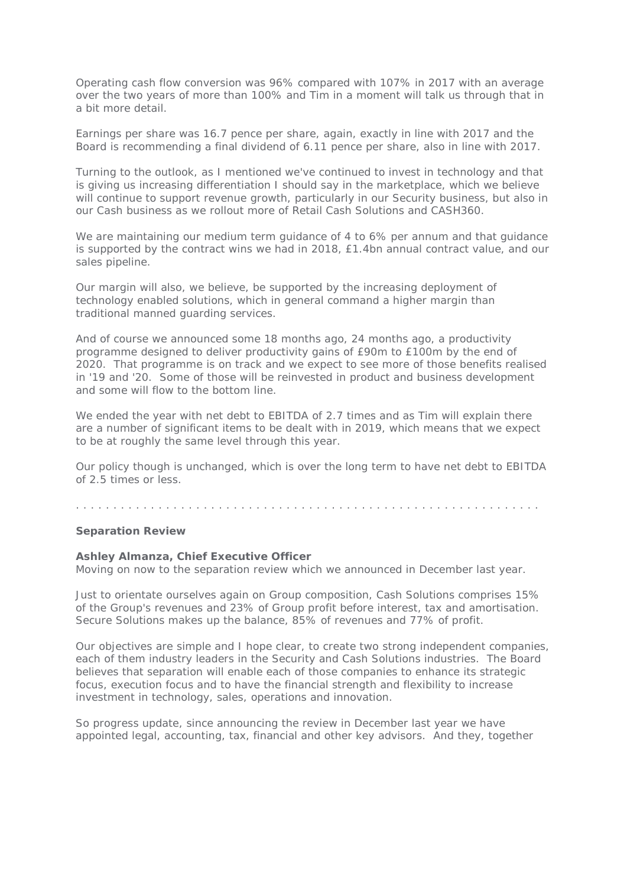Operating cash flow conversion was 96% compared with 107% in 2017 with an average over the two years of more than 100% and Tim in a moment will talk us through that in a bit more detail.

Earnings per share was 16.7 pence per share, again, exactly in line with 2017 and the Board is recommending a final dividend of 6.11 pence per share, also in line with 2017.

Turning to the outlook, as I mentioned we've continued to invest in technology and that is giving us increasing differentiation I should say in the marketplace, which we believe will continue to support revenue growth, particularly in our Security business, but also in our Cash business as we rollout more of Retail Cash Solutions and CASH360.

We are maintaining our medium term guidance of 4 to 6% per annum and that guidance is supported by the contract wins we had in 2018, £1.4bn annual contract value, and our sales pipeline.

Our margin will also, we believe, be supported by the increasing deployment of technology enabled solutions, which in general command a higher margin than traditional manned guarding services.

And of course we announced some 18 months ago, 24 months ago, a productivity programme designed to deliver productivity gains of £90m to £100m by the end of 2020. That programme is on track and we expect to see more of those benefits realised in '19 and '20. Some of those will be reinvested in product and business development and some will flow to the bottom line.

We ended the year with net debt to EBITDA of 2.7 times and as Tim will explain there are a number of significant items to be dealt with in 2019, which means that we expect to be at roughly the same level through this year.

Our policy though is unchanged, which is over the long term to have net debt to EBITDA of 2.5 times or less.

. . . . . . . . . . . . . . . . . . . . . . . . . . . . . . . . . . . . . . . . . . . . . . . . . . . . . . . . . . . . .

**Separation Review**

**Ashley Almanza, Chief Executive Officer**
Moving on now to the separation review which we announced in December last year.

Just to orientate ourselves again on Group composition, Cash Solutions comprises 15% of the Group's revenues and 23% of Group profit before interest, tax and amortisation. Secure Solutions makes up the balance, 85% of revenues and 77% of profit.

Our objectives are simple and I hope clear, to create two strong independent companies, each of them industry leaders in the Security and Cash Solutions industries. The Board believes that separation will enable each of those companies to enhance its strategic focus, execution focus and to have the financial strength and flexibility to increase investment in technology, sales, operations and innovation.

So progress update, since announcing the review in December last year we have appointed legal, accounting, tax, financial and other key advisors. And they, together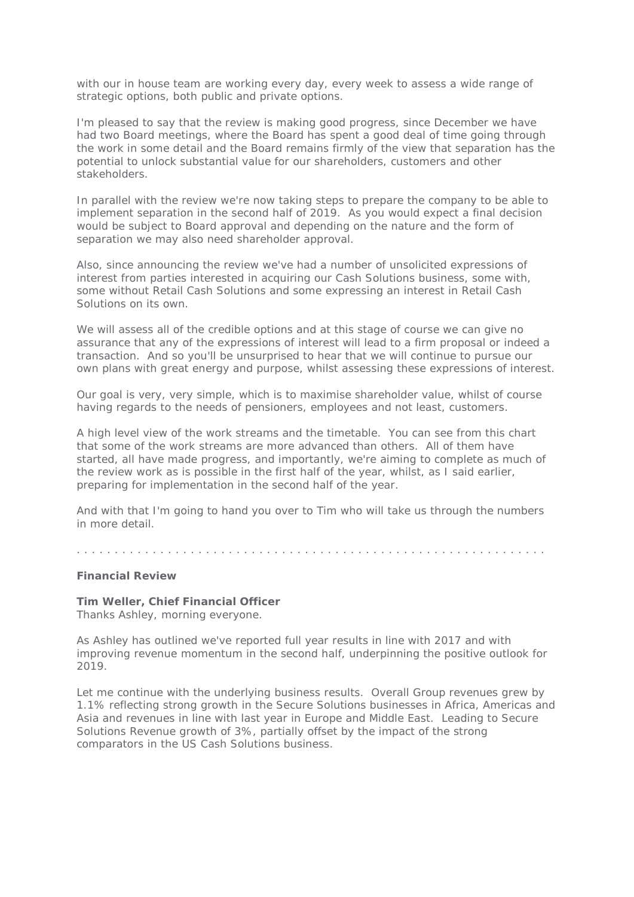with our in house team are working every day, every week to assess a wide range of strategic options, both public and private options.

I'm pleased to say that the review is making good progress, since December we have had two Board meetings, where the Board has spent a good deal of time going through the work in some detail and the Board remains firmly of the view that separation has the potential to unlock substantial value for our shareholders, customers and other stakeholders.

In parallel with the review we're now taking steps to prepare the company to be able to implement separation in the second half of 2019. As you would expect a final decision would be subject to Board approval and depending on the nature and the form of separation we may also need shareholder approval.

Also, since announcing the review we've had a number of unsolicited expressions of interest from parties interested in acquiring our Cash Solutions business, some with, some without Retail Cash Solutions and some expressing an interest in Retail Cash Solutions on its own.

We will assess all of the credible options and at this stage of course we can give no assurance that any of the expressions of interest will lead to a firm proposal or indeed a transaction. And so you'll be unsurprised to hear that we will continue to pursue our own plans with great energy and purpose, whilst assessing these expressions of interest.

Our goal is very, very simple, which is to maximise shareholder value, whilst of course having regards to the needs of pensioners, employees and not least, customers.

A high level view of the work streams and the timetable. You can see from this chart that some of the work streams are more advanced than others. All of them have started, all have made progress, and importantly, we're aiming to complete as much of the review work as is possible in the first half of the year, whilst, as I said earlier, preparing for implementation in the second half of the year.

And with that I'm going to hand you over to Tim who will take us through the numbers in more detail.

. . . . . . . . . . . . . . . . . . . . . . . . . . . . . . . . . . . . . . . . . . . . . . . . . . . . . . . . . . . . .

**Financial Review**

**Tim Weller, Chief Financial Officer**
Thanks Ashley, morning everyone.

As Ashley has outlined we've reported full year results in line with 2017 and with improving revenue momentum in the second half, underpinning the positive outlook for 2019.

Let me continue with the underlying business results. Overall Group revenues grew by 1.1% reflecting strong growth in the Secure Solutions businesses in Africa, Americas and Asia and revenues in line with last year in Europe and Middle East. Leading to Secure Solutions Revenue growth of 3%, partially offset by the impact of the strong comparators in the US Cash Solutions business.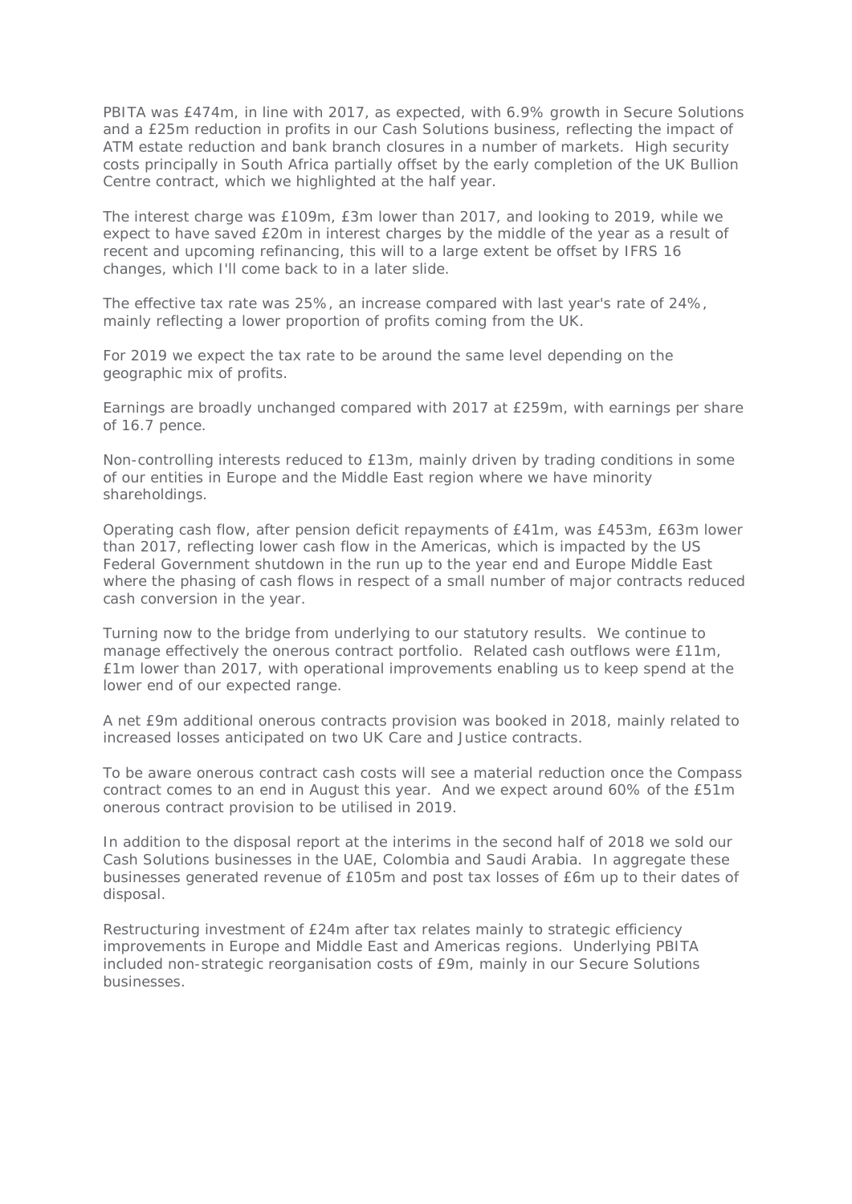PBITA was £474m, in line with 2017, as expected, with 6.9% growth in Secure Solutions and a £25m reduction in profits in our Cash Solutions business, reflecting the impact of ATM estate reduction and bank branch closures in a number of markets. High security costs principally in South Africa partially offset by the early completion of the UK Bullion Centre contract, which we highlighted at the half year.

The interest charge was £109m, £3m lower than 2017, and looking to 2019, while we expect to have saved £20m in interest charges by the middle of the year as a result of recent and upcoming refinancing, this will to a large extent be offset by IFRS 16 changes, which I'll come back to in a later slide.

The effective tax rate was 25%, an increase compared with last year's rate of 24%, mainly reflecting a lower proportion of profits coming from the UK.

For 2019 we expect the tax rate to be around the same level depending on the geographic mix of profits.

Earnings are broadly unchanged compared with 2017 at £259m, with earnings per share of 16.7 pence.

Non-controlling interests reduced to £13m, mainly driven by trading conditions in some of our entities in Europe and the Middle East region where we have minority shareholdings.

Operating cash flow, after pension deficit repayments of £41m, was £453m, £63m lower than 2017, reflecting lower cash flow in the Americas, which is impacted by the US Federal Government shutdown in the run up to the year end and Europe Middle East where the phasing of cash flows in respect of a small number of major contracts reduced cash conversion in the year.

Turning now to the bridge from underlying to our statutory results. We continue to manage effectively the onerous contract portfolio. Related cash outflows were £11m, £1m lower than 2017, with operational improvements enabling us to keep spend at the lower end of our expected range.

A net £9m additional onerous contracts provision was booked in 2018, mainly related to increased losses anticipated on two UK Care and Justice contracts.

To be aware onerous contract cash costs will see a material reduction once the Compass contract comes to an end in August this year. And we expect around 60% of the £51m onerous contract provision to be utilised in 2019.

In addition to the disposal report at the interims in the second half of 2018 we sold our Cash Solutions businesses in the UAE, Colombia and Saudi Arabia. In aggregate these businesses generated revenue of £105m and post tax losses of £6m up to their dates of disposal.

Restructuring investment of £24m after tax relates mainly to strategic efficiency improvements in Europe and Middle East and Americas regions. Underlying PBITA included non-strategic reorganisation costs of £9m, mainly in our Secure Solutions businesses.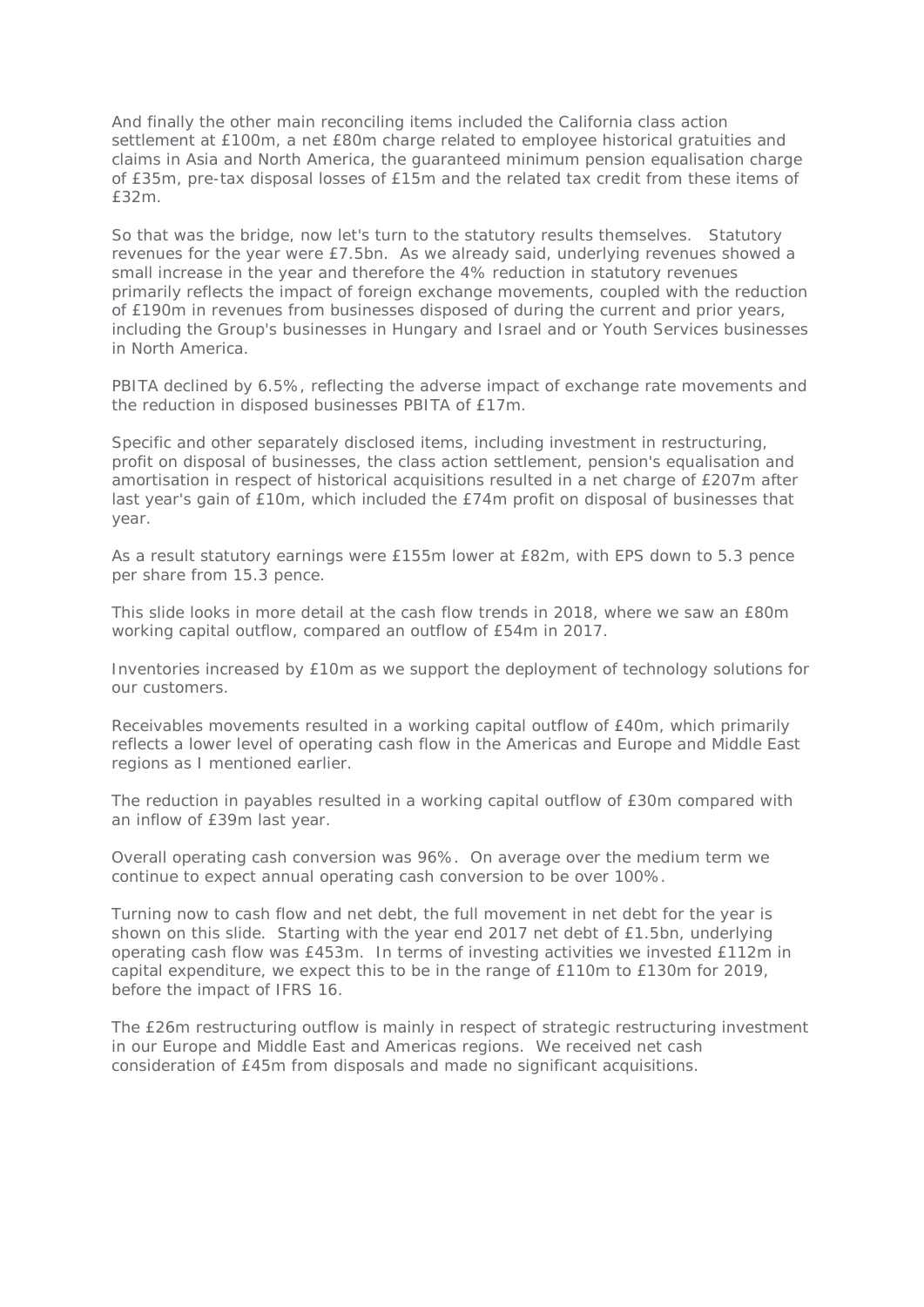And finally the other main reconciling items included the California class action settlement at £100m, a net £80m charge related to employee historical gratuities and claims in Asia and North America, the guaranteed minimum pension equalisation charge of £35m, pre-tax disposal losses of £15m and the related tax credit from these items of £32m.

So that was the bridge, now let's turn to the statutory results themselves. Statutory revenues for the year were £7.5bn. As we already said, underlying revenues showed a small increase in the year and therefore the 4% reduction in statutory revenues primarily reflects the impact of foreign exchange movements, coupled with the reduction of £190m in revenues from businesses disposed of during the current and prior years, including the Group's businesses in Hungary and Israel and or Youth Services businesses in North America.

PBITA declined by 6.5%, reflecting the adverse impact of exchange rate movements and the reduction in disposed businesses PBITA of £17m.

Specific and other separately disclosed items, including investment in restructuring, profit on disposal of businesses, the class action settlement, pension's equalisation and amortisation in respect of historical acquisitions resulted in a net charge of £207m after last year's gain of £10m, which included the £74m profit on disposal of businesses that year.

As a result statutory earnings were £155m lower at £82m, with EPS down to 5.3 pence per share from 15.3 pence.

This slide looks in more detail at the cash flow trends in 2018, where we saw an £80m working capital outflow, compared an outflow of £54m in 2017.

Inventories increased by £10m as we support the deployment of technology solutions for our customers.

Receivables movements resulted in a working capital outflow of £40m, which primarily reflects a lower level of operating cash flow in the Americas and Europe and Middle East regions as I mentioned earlier.

The reduction in payables resulted in a working capital outflow of £30m compared with an inflow of £39m last year.

Overall operating cash conversion was 96%. On average over the medium term we continue to expect annual operating cash conversion to be over 100%.

Turning now to cash flow and net debt, the full movement in net debt for the year is shown on this slide. Starting with the year end 2017 net debt of £1.5bn, underlying operating cash flow was £453m. In terms of investing activities we invested £112m in capital expenditure, we expect this to be in the range of £110m to £130m for 2019, before the impact of IFRS 16.

The £26m restructuring outflow is mainly in respect of strategic restructuring investment in our Europe and Middle East and Americas regions. We received net cash consideration of £45m from disposals and made no significant acquisitions.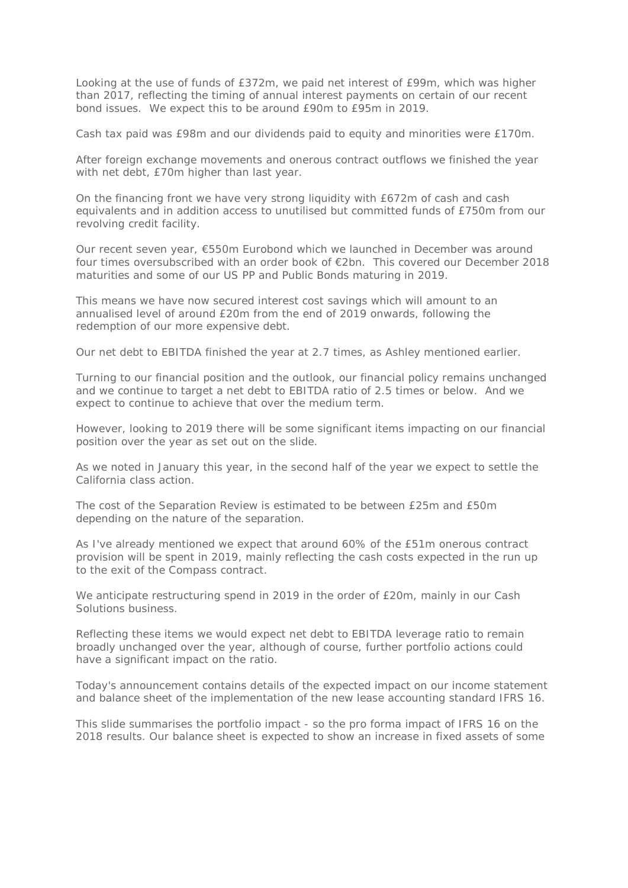Looking at the use of funds of £372m, we paid net interest of £99m, which was higher than 2017, reflecting the timing of annual interest payments on certain of our recent bond issues. We expect this to be around £90m to £95m in 2019.

Cash tax paid was £98m and our dividends paid to equity and minorities were £170m.

After foreign exchange movements and onerous contract outflows we finished the year with net debt, £70m higher than last year.

On the financing front we have very strong liquidity with £672m of cash and cash equivalents and in addition access to unutilised but committed funds of £750m from our revolving credit facility.

Our recent seven year, €550m Eurobond which we launched in December was around four times oversubscribed with an order book of €2bn. This covered our December 2018 maturities and some of our US PP and Public Bonds maturing in 2019.

This means we have now secured interest cost savings which will amount to an annualised level of around £20m from the end of 2019 onwards, following the redemption of our more expensive debt.

Our net debt to EBITDA finished the year at 2.7 times, as Ashley mentioned earlier.

Turning to our financial position and the outlook, our financial policy remains unchanged and we continue to target a net debt to EBITDA ratio of 2.5 times or below. And we expect to continue to achieve that over the medium term.

However, looking to 2019 there will be some significant items impacting on our financial position over the year as set out on the slide.

As we noted in January this year, in the second half of the year we expect to settle the California class action.

The cost of the Separation Review is estimated to be between £25m and £50m depending on the nature of the separation.

As I've already mentioned we expect that around 60% of the £51m onerous contract provision will be spent in 2019, mainly reflecting the cash costs expected in the run up to the exit of the Compass contract.

We anticipate restructuring spend in 2019 in the order of £20m, mainly in our Cash Solutions business.

Reflecting these items we would expect net debt to EBITDA leverage ratio to remain broadly unchanged over the year, although of course, further portfolio actions could have a significant impact on the ratio.

Today's announcement contains details of the expected impact on our income statement and balance sheet of the implementation of the new lease accounting standard IFRS 16.

This slide summarises the portfolio impact - so the pro forma impact of IFRS 16 on the 2018 results. Our balance sheet is expected to show an increase in fixed assets of some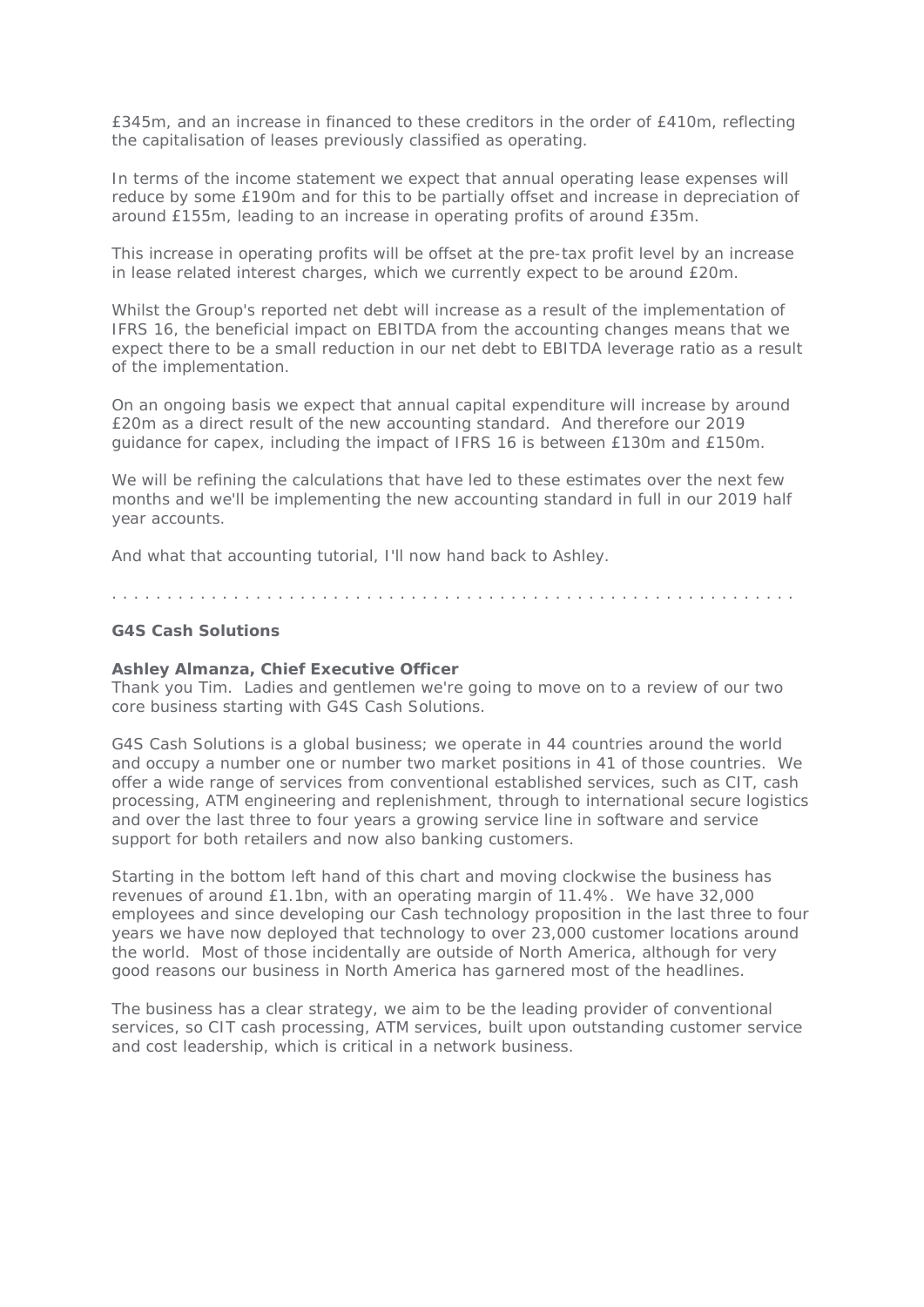£345m, and an increase in financed to these creditors in the order of £410m, reflecting the capitalisation of leases previously classified as operating.

In terms of the income statement we expect that annual operating lease expenses will reduce by some £190m and for this to be partially offset and increase in depreciation of around £155m, leading to an increase in operating profits of around £35m.

This increase in operating profits will be offset at the pre-tax profit level by an increase in lease related interest charges, which we currently expect to be around £20m.

Whilst the Group's reported net debt will increase as a result of the implementation of IFRS 16, the beneficial impact on EBITDA from the accounting changes means that we expect there to be a small reduction in our net debt to EBITDA leverage ratio as a result of the implementation.

On an ongoing basis we expect that annual capital expenditure will increase by around £20m as a direct result of the new accounting standard. And therefore our 2019 guidance for capex, including the impact of IFRS 16 is between £130m and £150m.

We will be refining the calculations that have led to these estimates over the next few months and we'll be implementing the new accounting standard in full in our 2019 half year accounts.

And what that accounting tutorial, I'll now hand back to Ashley.

. . . . . . . . . . . . . . . . . . . . . . . . . . . . . . . . . . . . . . . . . . . . . . . . . . . . . . . . . . . . .

**G4S Cash Solutions**

**Ashley Almanza, Chief Executive Officer**
Thank you Tim. Ladies and gentlemen we're going to move on to a review of our two core business starting with G4S Cash Solutions.

G4S Cash Solutions is a global business; we operate in 44 countries around the world and occupy a number one or number two market positions in 41 of those countries. We offer a wide range of services from conventional established services, such as CIT, cash processing, ATM engineering and replenishment, through to international secure logistics and over the last three to four years a growing service line in software and service support for both retailers and now also banking customers.

Starting in the bottom left hand of this chart and moving clockwise the business has revenues of around £1.1bn, with an operating margin of 11.4%. We have 32,000 employees and since developing our Cash technology proposition in the last three to four years we have now deployed that technology to over 23,000 customer locations around the world. Most of those incidentally are outside of North America, although for very good reasons our business in North America has garnered most of the headlines.

The business has a clear strategy, we aim to be the leading provider of conventional services, so CIT cash processing, ATM services, built upon outstanding customer service and cost leadership, which is critical in a network business.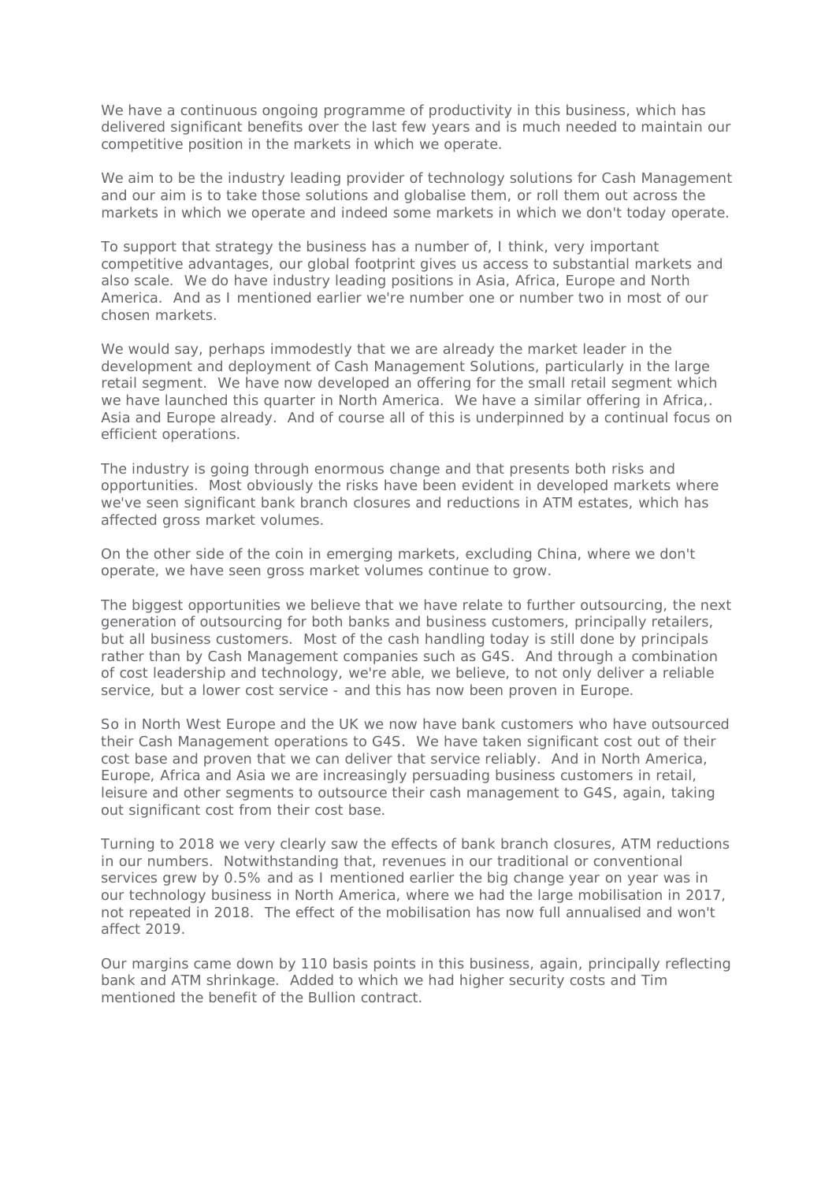We have a continuous ongoing programme of productivity in this business, which has delivered significant benefits over the last few years and is much needed to maintain our competitive position in the markets in which we operate.

We aim to be the industry leading provider of technology solutions for Cash Management and our aim is to take those solutions and globalise them, or roll them out across the markets in which we operate and indeed some markets in which we don't today operate.

To support that strategy the business has a number of, I think, very important competitive advantages, our global footprint gives us access to substantial markets and also scale. We do have industry leading positions in Asia, Africa, Europe and North America. And as I mentioned earlier we're number one or number two in most of our chosen markets.

We would say, perhaps immodestly that we are already the market leader in the development and deployment of Cash Management Solutions, particularly in the large retail segment. We have now developed an offering for the small retail segment which we have launched this quarter in North America. We have a similar offering in Africa,. Asia and Europe already. And of course all of this is underpinned by a continual focus on efficient operations.

The industry is going through enormous change and that presents both risks and opportunities. Most obviously the risks have been evident in developed markets where we've seen significant bank branch closures and reductions in ATM estates, which has affected gross market volumes.

On the other side of the coin in emerging markets, excluding China, where we don't operate, we have seen gross market volumes continue to grow.

The biggest opportunities we believe that we have relate to further outsourcing, the next generation of outsourcing for both banks and business customers, principally retailers, but all business customers. Most of the cash handling today is still done by principals rather than by Cash Management companies such as G4S. And through a combination of cost leadership and technology, we're able, we believe, to not only deliver a reliable service, but a lower cost service - and this has now been proven in Europe.

So in North West Europe and the UK we now have bank customers who have outsourced their Cash Management operations to G4S. We have taken significant cost out of their cost base and proven that we can deliver that service reliably. And in North America, Europe, Africa and Asia we are increasingly persuading business customers in retail, leisure and other segments to outsource their cash management to G4S, again, taking out significant cost from their cost base.

Turning to 2018 we very clearly saw the effects of bank branch closures, ATM reductions in our numbers. Notwithstanding that, revenues in our traditional or conventional services grew by 0.5% and as I mentioned earlier the big change year on year was in our technology business in North America, where we had the large mobilisation in 2017, not repeated in 2018. The effect of the mobilisation has now full annualised and won't affect 2019.

Our margins came down by 110 basis points in this business, again, principally reflecting bank and ATM shrinkage. Added to which we had higher security costs and Tim mentioned the benefit of the Bullion contract.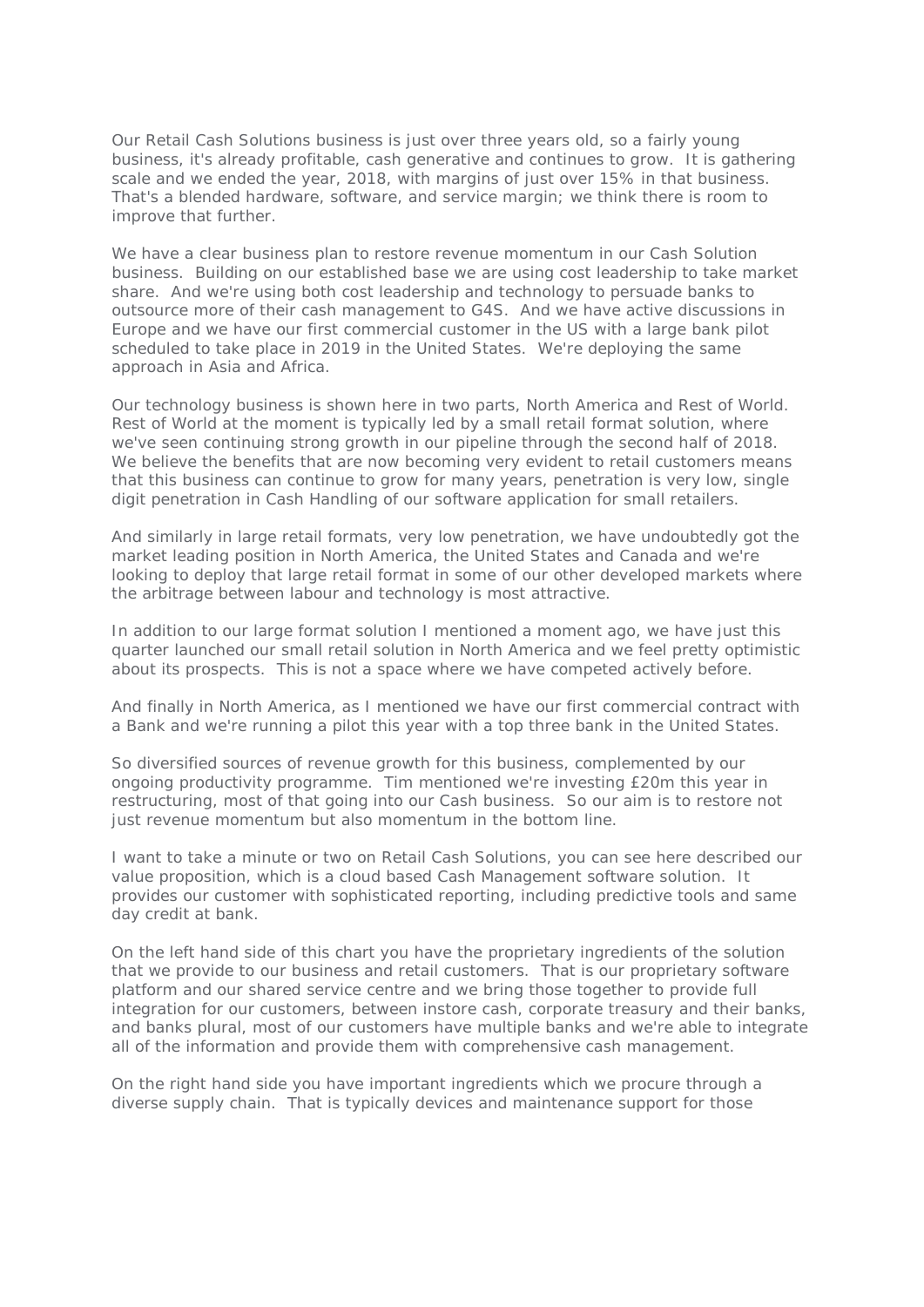Our Retail Cash Solutions business is just over three years old, so a fairly young business, it's already profitable, cash generative and continues to grow. It is gathering scale and we ended the year, 2018, with margins of just over 15% in that business. That's a blended hardware, software, and service margin; we think there is room to improve that further.

We have a clear business plan to restore revenue momentum in our Cash Solution business. Building on our established base we are using cost leadership to take market share. And we're using both cost leadership and technology to persuade banks to outsource more of their cash management to G4S. And we have active discussions in Europe and we have our first commercial customer in the US with a large bank pilot scheduled to take place in 2019 in the United States. We're deploying the same approach in Asia and Africa.

Our technology business is shown here in two parts, North America and Rest of World. Rest of World at the moment is typically led by a small retail format solution, where we've seen continuing strong growth in our pipeline through the second half of 2018. We believe the benefits that are now becoming very evident to retail customers means that this business can continue to grow for many years, penetration is very low, single digit penetration in Cash Handling of our software application for small retailers.

And similarly in large retail formats, very low penetration, we have undoubtedly got the market leading position in North America, the United States and Canada and we're looking to deploy that large retail format in some of our other developed markets where the arbitrage between labour and technology is most attractive.

In addition to our large format solution I mentioned a moment ago, we have just this quarter launched our small retail solution in North America and we feel pretty optimistic about its prospects. This is not a space where we have competed actively before.

And finally in North America, as I mentioned we have our first commercial contract with a Bank and we're running a pilot this year with a top three bank in the United States.

So diversified sources of revenue growth for this business, complemented by our ongoing productivity programme. Tim mentioned we're investing £20m this year in restructuring, most of that going into our Cash business. So our aim is to restore not just revenue momentum but also momentum in the bottom line.

I want to take a minute or two on Retail Cash Solutions, you can see here described our value proposition, which is a cloud based Cash Management software solution. It provides our customer with sophisticated reporting, including predictive tools and same day credit at bank.

On the left hand side of this chart you have the proprietary ingredients of the solution that we provide to our business and retail customers. That is our proprietary software platform and our shared service centre and we bring those together to provide full integration for our customers, between instore cash, corporate treasury and their banks, and banks plural, most of our customers have multiple banks and we're able to integrate all of the information and provide them with comprehensive cash management.

On the right hand side you have important ingredients which we procure through a diverse supply chain. That is typically devices and maintenance support for those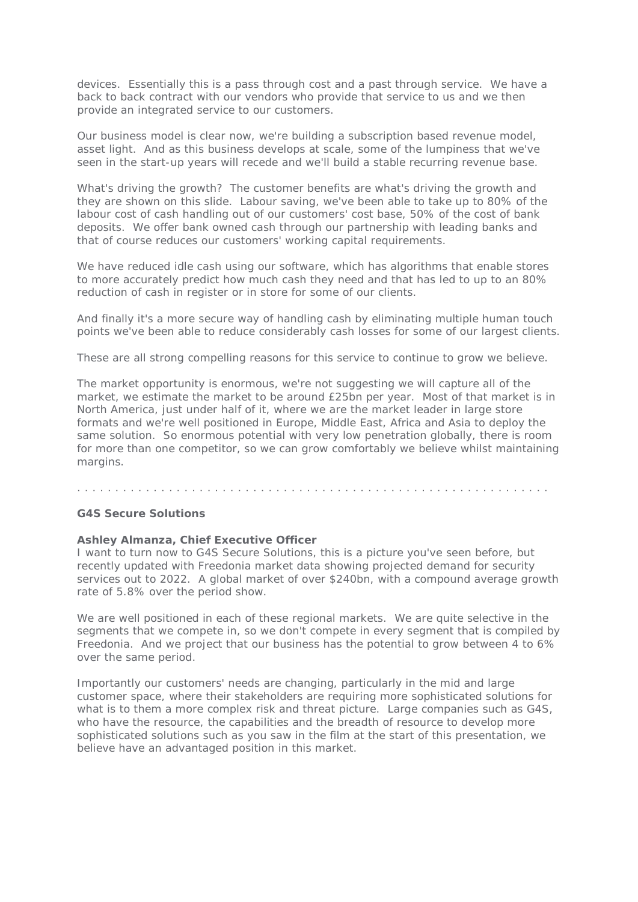devices. Essentially this is a pass through cost and a past through service. We have a back to back contract with our vendors who provide that service to us and we then provide an integrated service to our customers.

Our business model is clear now, we're building a subscription based revenue model, asset light. And as this business develops at scale, some of the lumpiness that we've seen in the start-up years will recede and we'll build a stable recurring revenue base.

What's driving the growth? The customer benefits are what's driving the growth and they are shown on this slide. Labour saving, we've been able to take up to 80% of the labour cost of cash handling out of our customers' cost base, 50% of the cost of bank deposits. We offer bank owned cash through our partnership with leading banks and that of course reduces our customers' working capital requirements.

We have reduced idle cash using our software, which has algorithms that enable stores to more accurately predict how much cash they need and that has led to up to an 80% reduction of cash in register or in store for some of our clients.

And finally it's a more secure way of handling cash by eliminating multiple human touch points we've been able to reduce considerably cash losses for some of our largest clients.

These are all strong compelling reasons for this service to continue to grow we believe.

The market opportunity is enormous, we're not suggesting we will capture all of the market, we estimate the market to be around £25bn per year. Most of that market is in North America, just under half of it, where we are the market leader in large store formats and we're well positioned in Europe, Middle East, Africa and Asia to deploy the same solution. So enormous potential with very low penetration globally, there is room for more than one competitor, so we can grow comfortably we believe whilst maintaining margins.

. . . . . . . . . . . . . . . . . . . . . . . . . . . . . . . . . . . . . . . . . . . . . . . . . . . . . . . . . . . . .

## G4S Secure Solutions

**Ashley Almanza, Chief Executive Officer**

I want to turn now to G4S Secure Solutions, this is a picture you've seen before, but recently updated with Freedonia market data showing projected demand for security services out to 2022. A global market of over $240bn, with a compound average growth rate of 5.8% over the period show.

We are well positioned in each of these regional markets. We are quite selective in the segments that we compete in, so we don't compete in every segment that is compiled by Freedonia. And we project that our business has the potential to grow between 4 to 6% over the same period.

Importantly our customers' needs are changing, particularly in the mid and large customer space, where their stakeholders are requiring more sophisticated solutions for what is to them a more complex risk and threat picture. Large companies such as G4S, who have the resource, the capabilities and the breadth of resource to develop more sophisticated solutions such as you saw in the film at the start of this presentation, we believe have an advantaged position in this market.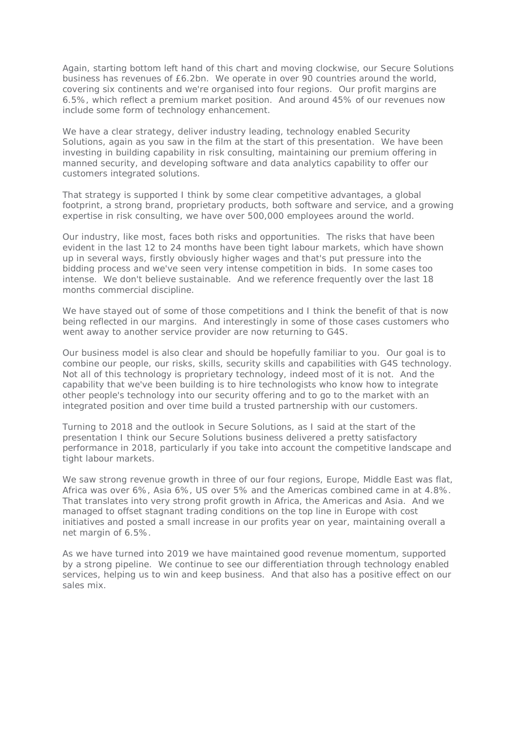Again, starting bottom left hand of this chart and moving clockwise, our Secure Solutions business has revenues of £6.2bn. We operate in over 90 countries around the world, covering six continents and we're organised into four regions. Our profit margins are 6.5%, which reflect a premium market position. And around 45% of our revenues now include some form of technology enhancement.

We have a clear strategy, deliver industry leading, technology enabled Security Solutions, again as you saw in the film at the start of this presentation. We have been investing in building capability in risk consulting, maintaining our premium offering in manned security, and developing software and data analytics capability to offer our customers integrated solutions.

That strategy is supported I think by some clear competitive advantages, a global footprint, a strong brand, proprietary products, both software and service, and a growing expertise in risk consulting, we have over 500,000 employees around the world.

Our industry, like most, faces both risks and opportunities. The risks that have been evident in the last 12 to 24 months have been tight labour markets, which have shown up in several ways, firstly obviously higher wages and that's put pressure into the bidding process and we've seen very intense competition in bids. In some cases too intense. We don't believe sustainable. And we reference frequently over the last 18 months commercial discipline.

We have stayed out of some of those competitions and I think the benefit of that is now being reflected in our margins. And interestingly in some of those cases customers who went away to another service provider are now returning to G4S.

Our business model is also clear and should be hopefully familiar to you. Our goal is to combine our people, our risks, skills, security skills and capabilities with G4S technology. Not all of this technology is proprietary technology, indeed most of it is not. And the capability that we've been building is to hire technologists who know how to integrate other people's technology into our security offering and to go to the market with an integrated position and over time build a trusted partnership with our customers.

Turning to 2018 and the outlook in Secure Solutions, as I said at the start of the presentation I think our Secure Solutions business delivered a pretty satisfactory performance in 2018, particularly if you take into account the competitive landscape and tight labour markets.

We saw strong revenue growth in three of our four regions, Europe, Middle East was flat, Africa was over 6%, Asia 6%, US over 5% and the Americas combined came in at 4.8%. That translates into very strong profit growth in Africa, the Americas and Asia. And we managed to offset stagnant trading conditions on the top line in Europe with cost initiatives and posted a small increase in our profits year on year, maintaining overall a net margin of 6.5%.

As we have turned into 2019 we have maintained good revenue momentum, supported by a strong pipeline. We continue to see our differentiation through technology enabled services, helping us to win and keep business. And that also has a positive effect on our sales mix.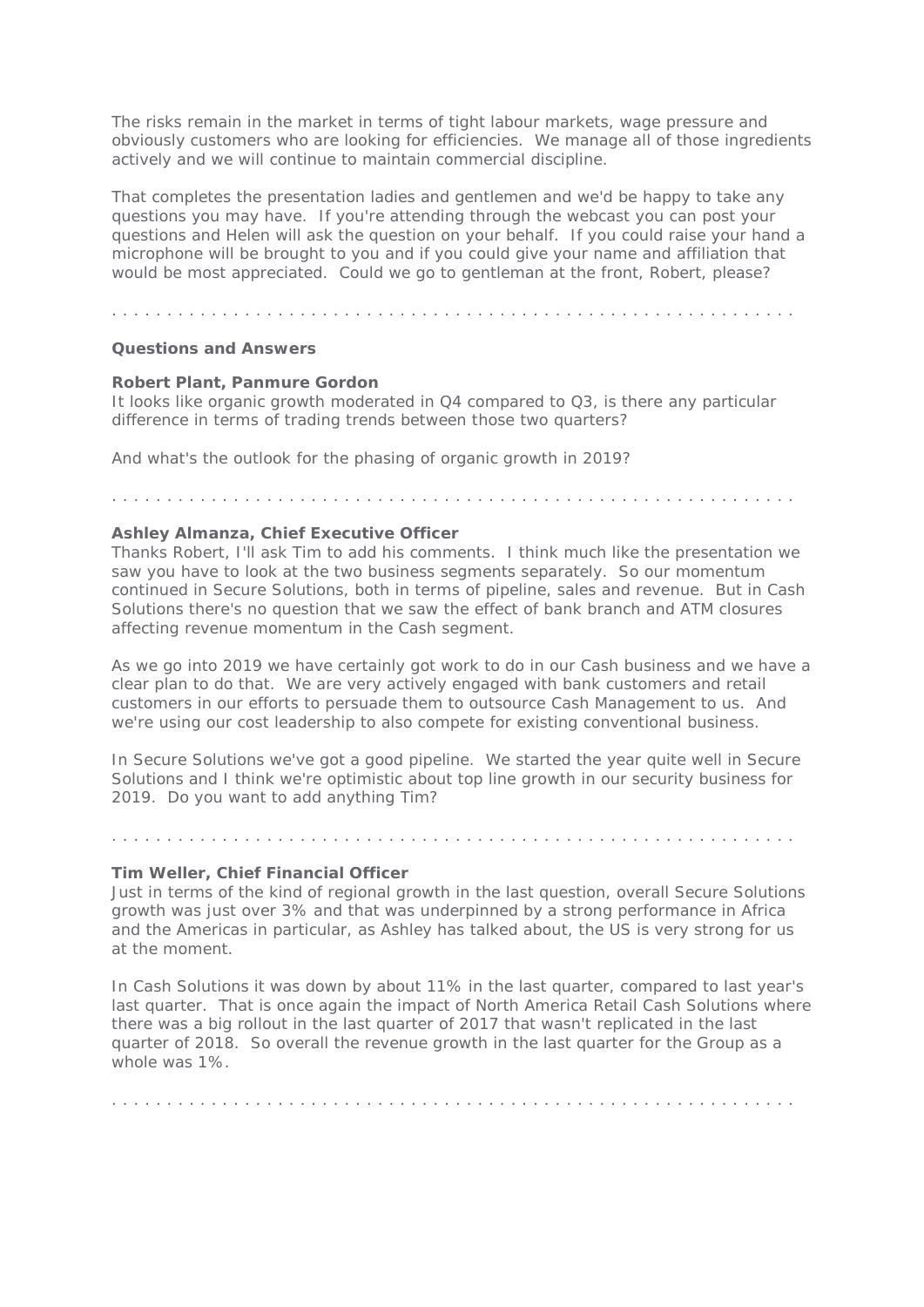The risks remain in the market in terms of tight labour markets, wage pressure and obviously customers who are looking for efficiencies. We manage all of those ingredients actively and we will continue to maintain commercial discipline.

That completes the presentation ladies and gentlemen and we'd be happy to take any questions you may have. If you're attending through the webcast you can post your questions and Helen will ask the question on your behalf. If you could raise your hand a microphone will be brought to you and if you could give your name and affiliation that would be most appreciated. Could we go to gentleman at the front, Robert, please?

. . . . . . . . . . . . . . . . . . . . . . . . . . . . . . . . . . . . . . . . . . . . . . . . . . . . . . . . . . . .

**Questions and Answers**

**Robert Plant, Panmure Gordon**
It looks like organic growth moderated in Q4 compared to Q3, is there any particular difference in terms of trading trends between those two quarters?

And what's the outlook for the phasing of organic growth in 2019?

. . . . . . . . . . . . . . . . . . . . . . . . . . . . . . . . . . . . . . . . . . . . . . . . . . . . . . . . . . . .

**Ashley Almanza, Chief Executive Officer**
Thanks Robert, I'll ask Tim to add his comments. I think much like the presentation we saw you have to look at the two business segments separately. So our momentum continued in Secure Solutions, both in terms of pipeline, sales and revenue. But in Cash Solutions there's no question that we saw the effect of bank branch and ATM closures affecting revenue momentum in the Cash segment.

As we go into 2019 we have certainly got work to do in our Cash business and we have a clear plan to do that. We are very actively engaged with bank customers and retail customers in our efforts to persuade them to outsource Cash Management to us. And we're using our cost leadership to also compete for existing conventional business.

In Secure Solutions we've got a good pipeline. We started the year quite well in Secure Solutions and I think we're optimistic about top line growth in our security business for 2019. Do you want to add anything Tim?

. . . . . . . . . . . . . . . . . . . . . . . . . . . . . . . . . . . . . . . . . . . . . . . . . . . . . . . . . . . .

**Tim Weller, Chief Financial Officer**
Just in terms of the kind of regional growth in the last question, overall Secure Solutions growth was just over 3% and that was underpinned by a strong performance in Africa and the Americas in particular, as Ashley has talked about, the US is very strong for us at the moment.

In Cash Solutions it was down by about 11% in the last quarter, compared to last year's last quarter. That is once again the impact of North America Retail Cash Solutions where there was a big rollout in the last quarter of 2017 that wasn't replicated in the last quarter of 2018. So overall the revenue growth in the last quarter for the Group as a whole was 1%.

. . . . . . . . . . . . . . . . . . . . . . . . . . . . . . . . . . . . . . . . . . . . . . . . . . . . . . . . . . . .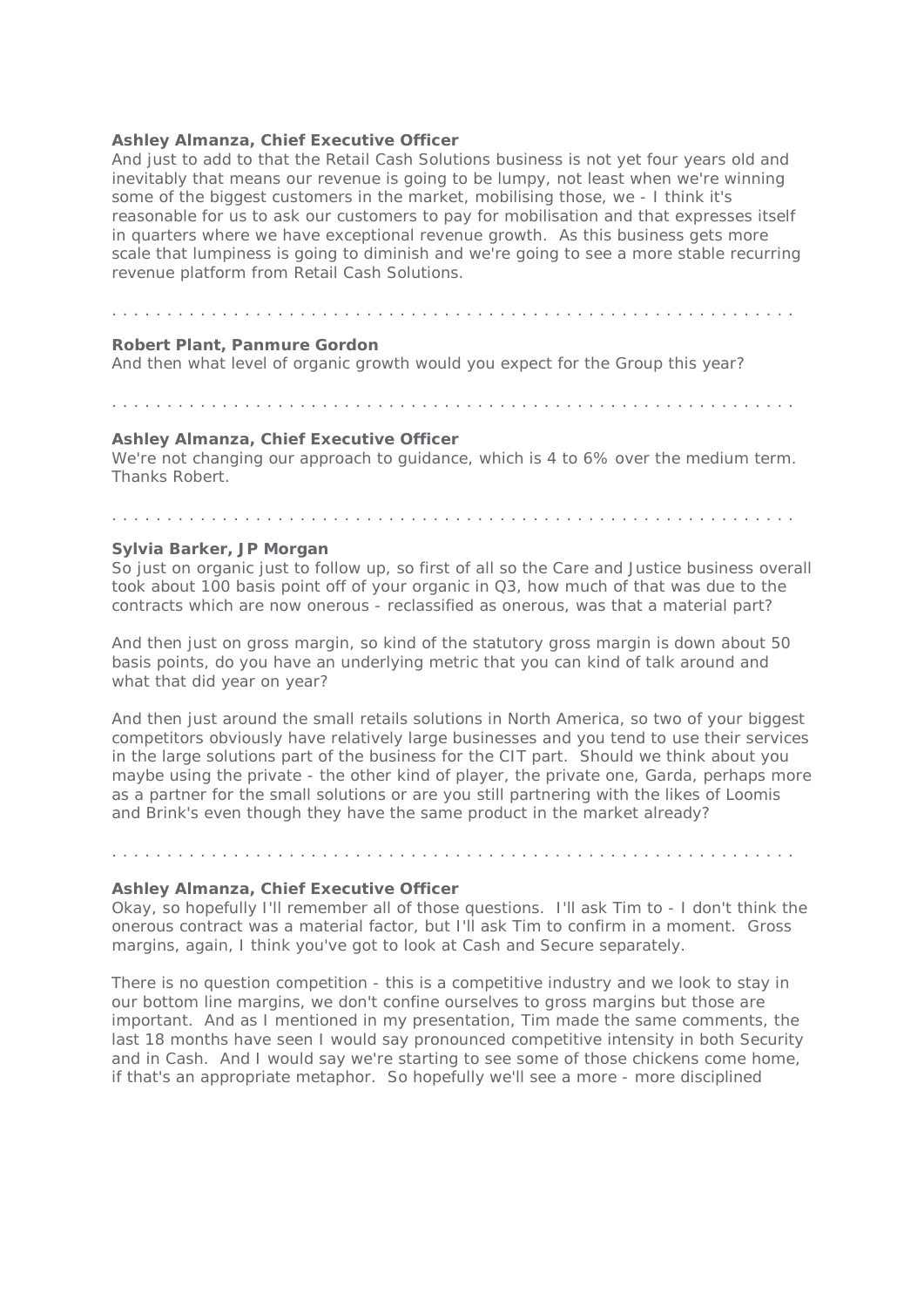**Ashley Almanza, Chief Executive Officer**
And just to add to that the Retail Cash Solutions business is not yet four years old and inevitably that means our revenue is going to be lumpy, not least when we're winning some of the biggest customers in the market, mobilising those, we - I think it's reasonable for us to ask our customers to pay for mobilisation and that expresses itself in quarters where we have exceptional revenue growth. As this business gets more scale that lumpiness is going to diminish and we're going to see a more stable recurring revenue platform from Retail Cash Solutions.

. . . . . . . . . . . . . . . . . . . . . . . . . . . . . . . . . . . . . . . . . . . . . . . . . . . . . . . . . . .

**Robert Plant, Panmure Gordon**
And then what level of organic growth would you expect for the Group this year?

. . . . . . . . . . . . . . . . . . . . . . . . . . . . . . . . . . . . . . . . . . . . . . . . . . . . . . . . . . .

**Ashley Almanza, Chief Executive Officer**
We're not changing our approach to guidance, which is 4 to 6% over the medium term. Thanks Robert.

. . . . . . . . . . . . . . . . . . . . . . . . . . . . . . . . . . . . . . . . . . . . . . . . . . . . . . . . . . .

**Sylvia Barker, JP Morgan**
So just on organic just to follow up, so first of all so the Care and Justice business overall took about 100 basis point off of your organic in Q3, how much of that was due to the contracts which are now onerous - reclassified as onerous, was that a material part?

And then just on gross margin, so kind of the statutory gross margin is down about 50 basis points, do you have an underlying metric that you can kind of talk around and what that did year on year?

And then just around the small retails solutions in North America, so two of your biggest competitors obviously have relatively large businesses and you tend to use their services in the large solutions part of the business for the CIT part. Should we think about you maybe using the private - the other kind of player, the private one, Garda, perhaps more as a partner for the small solutions or are you still partnering with the likes of Loomis and Brink's even though they have the same product in the market already?

. . . . . . . . . . . . . . . . . . . . . . . . . . . . . . . . . . . . . . . . . . . . . . . . . . . . . . . . . . .

**Ashley Almanza, Chief Executive Officer**
Okay, so hopefully I'll remember all of those questions. I'll ask Tim to - I don't think the onerous contract was a material factor, but I'll ask Tim to confirm in a moment. Gross margins, again, I think you've got to look at Cash and Secure separately.

There is no question competition - this is a competitive industry and we look to stay in our bottom line margins, we don't confine ourselves to gross margins but those are important. And as I mentioned in my presentation, Tim made the same comments, the last 18 months have seen I would say pronounced competitive intensity in both Security and in Cash. And I would say we're starting to see some of those chickens come home, if that's an appropriate metaphor. So hopefully we'll see a more - more disciplined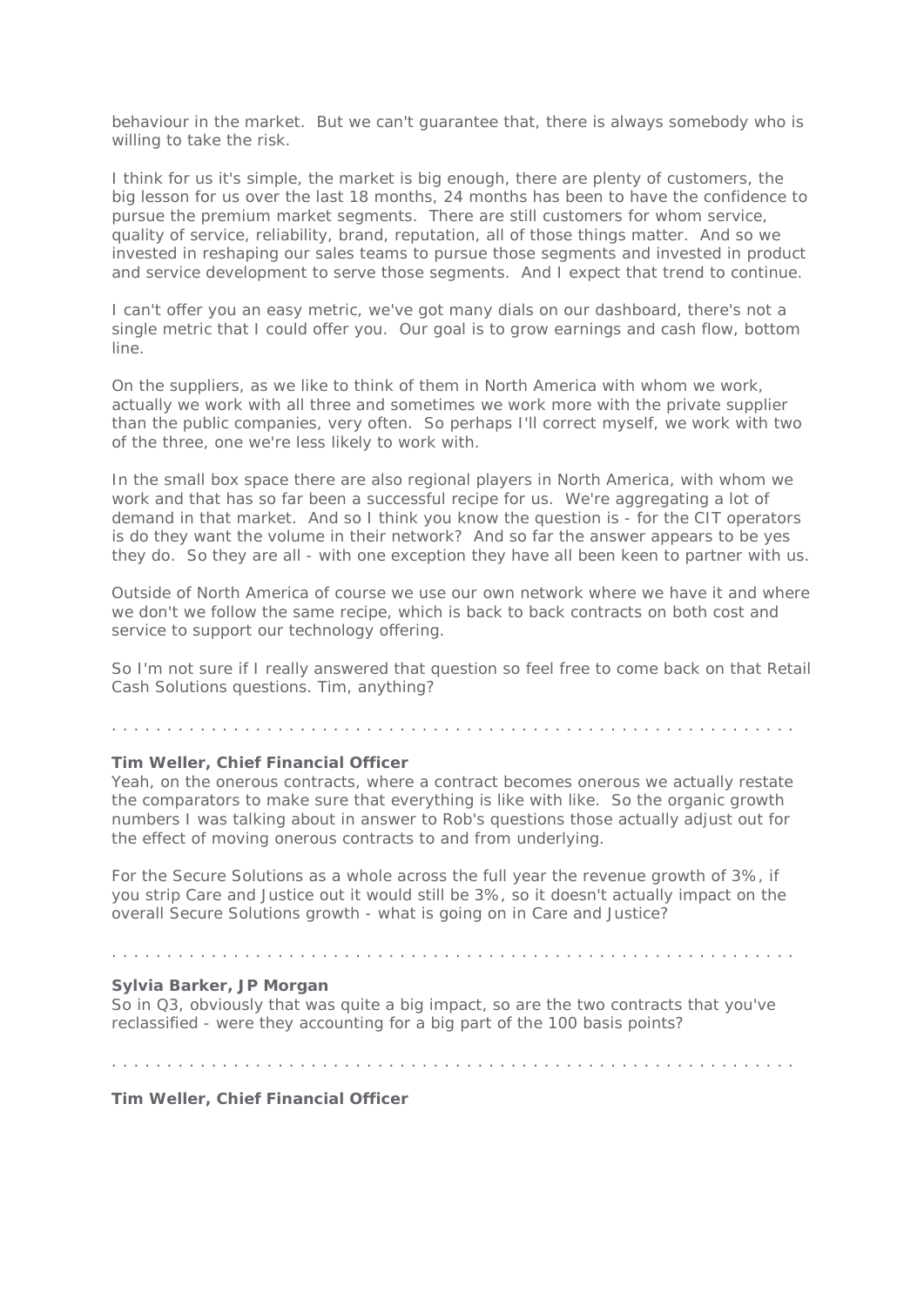behaviour in the market. But we can't guarantee that, there is always somebody who is willing to take the risk.

I think for us it's simple, the market is big enough, there are plenty of customers, the big lesson for us over the last 18 months, 24 months has been to have the confidence to pursue the premium market segments. There are still customers for whom service, quality of service, reliability, brand, reputation, all of those things matter. And so we invested in reshaping our sales teams to pursue those segments and invested in product and service development to serve those segments. And I expect that trend to continue.

I can't offer you an easy metric, we've got many dials on our dashboard, there's not a single metric that I could offer you. Our goal is to grow earnings and cash flow, bottom line.

On the suppliers, as we like to think of them in North America with whom we work, actually we work with all three and sometimes we work more with the private supplier than the public companies, very often. So perhaps I'll correct myself, we work with two of the three, one we're less likely to work with.

In the small box space there are also regional players in North America, with whom we work and that has so far been a successful recipe for us. We're aggregating a lot of demand in that market. And so I think you know the question is - for the CIT operators is do they want the volume in their network? And so far the answer appears to be yes they do. So they are all - with one exception they have all been keen to partner with us.

Outside of North America of course we use our own network where we have it and where we don't we follow the same recipe, which is back to back contracts on both cost and service to support our technology offering.

So I'm not sure if I really answered that question so feel free to come back on that Retail Cash Solutions questions. Tim, anything?

. . . . . . . . . . . . . . . . . . . . . . . . . . . . . . . . . . . . . . . . . . . . . . . . . . . . . . . . . . . .

**Tim Weller, Chief Financial Officer**

Yeah, on the onerous contracts, where a contract becomes onerous we actually restate the comparators to make sure that everything is like with like. So the organic growth numbers I was talking about in answer to Rob's questions those actually adjust out for the effect of moving onerous contracts to and from underlying.

For the Secure Solutions as a whole across the full year the revenue growth of 3%, if you strip Care and Justice out it would still be 3%, so it doesn't actually impact on the overall Secure Solutions growth - what is going on in Care and Justice?

. . . . . . . . . . . . . . . . . . . . . . . . . . . . . . . . . . . . . . . . . . . . . . . . . . . . . . . . . . . .

**Sylvia Barker, JP Morgan**

So in Q3, obviously that was quite a big impact, so are the two contracts that you've reclassified - were they accounting for a big part of the 100 basis points?

. . . . . . . . . . . . . . . . . . . . . . . . . . . . . . . . . . . . . . . . . . . . . . . . . . . . . . . . . . . .

**Tim Weller, Chief Financial Officer**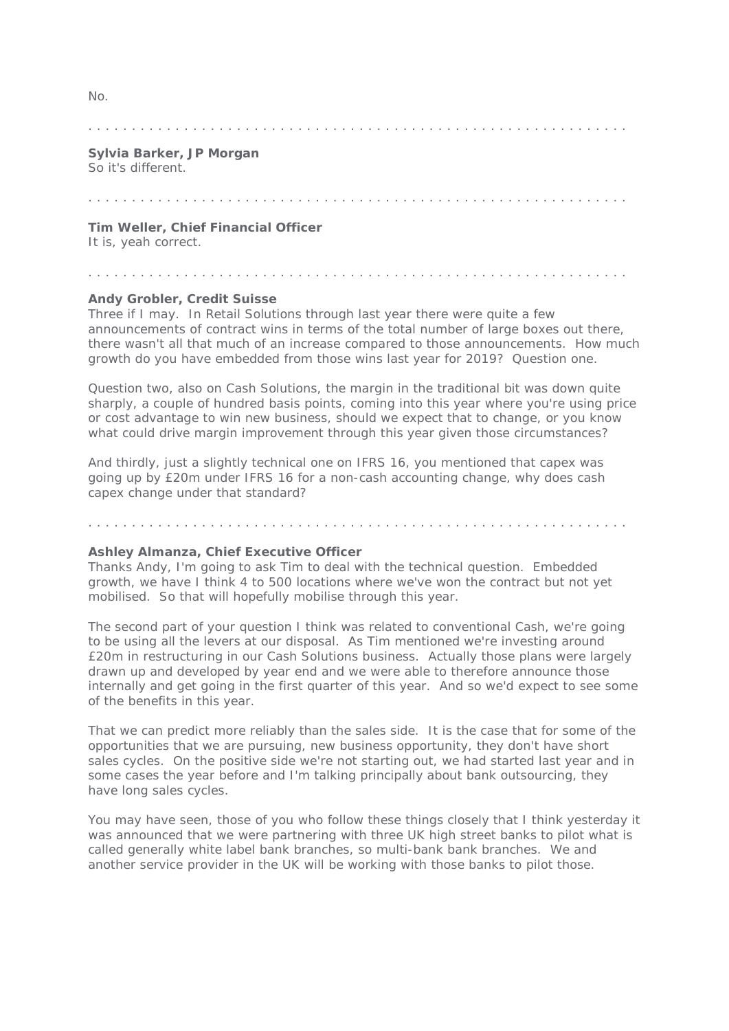No.

. . . . . . . . . . . . . . . . . . . . . . . . . . . . . . . . . . . . . . . . . . . . . . . . . . . . . . . . . . . . .

**Sylvia Barker, JP Morgan**
So it's different.

. . . . . . . . . . . . . . . . . . . . . . . . . . . . . . . . . . . . . . . . . . . . . . . . . . . . . . . . . . . . .

**Tim Weller, Chief Financial Officer**
It is, yeah correct.

. . . . . . . . . . . . . . . . . . . . . . . . . . . . . . . . . . . . . . . . . . . . . . . . . . . . . . . . . . . . .

**Andy Grobler, Credit Suisse**
Three if I may. In Retail Solutions through last year there were quite a few announcements of contract wins in terms of the total number of large boxes out there, there wasn't all that much of an increase compared to those announcements. How much growth do you have embedded from those wins last year for 2019? Question one.

Question two, also on Cash Solutions, the margin in the traditional bit was down quite sharply, a couple of hundred basis points, coming into this year where you're using price or cost advantage to win new business, should we expect that to change, or you know what could drive margin improvement through this year given those circumstances?

And thirdly, just a slightly technical one on IFRS 16, you mentioned that capex was going up by £20m under IFRS 16 for a non-cash accounting change, why does cash capex change under that standard?

. . . . . . . . . . . . . . . . . . . . . . . . . . . . . . . . . . . . . . . . . . . . . . . . . . . . . . . . . . . . .

**Ashley Almanza, Chief Executive Officer**
Thanks Andy, I'm going to ask Tim to deal with the technical question. Embedded growth, we have I think 4 to 500 locations where we've won the contract but not yet mobilised. So that will hopefully mobilise through this year.

The second part of your question I think was related to conventional Cash, we're going to be using all the levers at our disposal. As Tim mentioned we're investing around £20m in restructuring in our Cash Solutions business. Actually those plans were largely drawn up and developed by year end and we were able to therefore announce those internally and get going in the first quarter of this year. And so we'd expect to see some of the benefits in this year.

That we can predict more reliably than the sales side. It is the case that for some of the opportunities that we are pursuing, new business opportunity, they don't have short sales cycles. On the positive side we're not starting out, we had started last year and in some cases the year before and I'm talking principally about bank outsourcing, they have long sales cycles.

You may have seen, those of you who follow these things closely that I think yesterday it was announced that we were partnering with three UK high street banks to pilot what is called generally white label bank branches, so multi-bank bank branches. We and another service provider in the UK will be working with those banks to pilot those.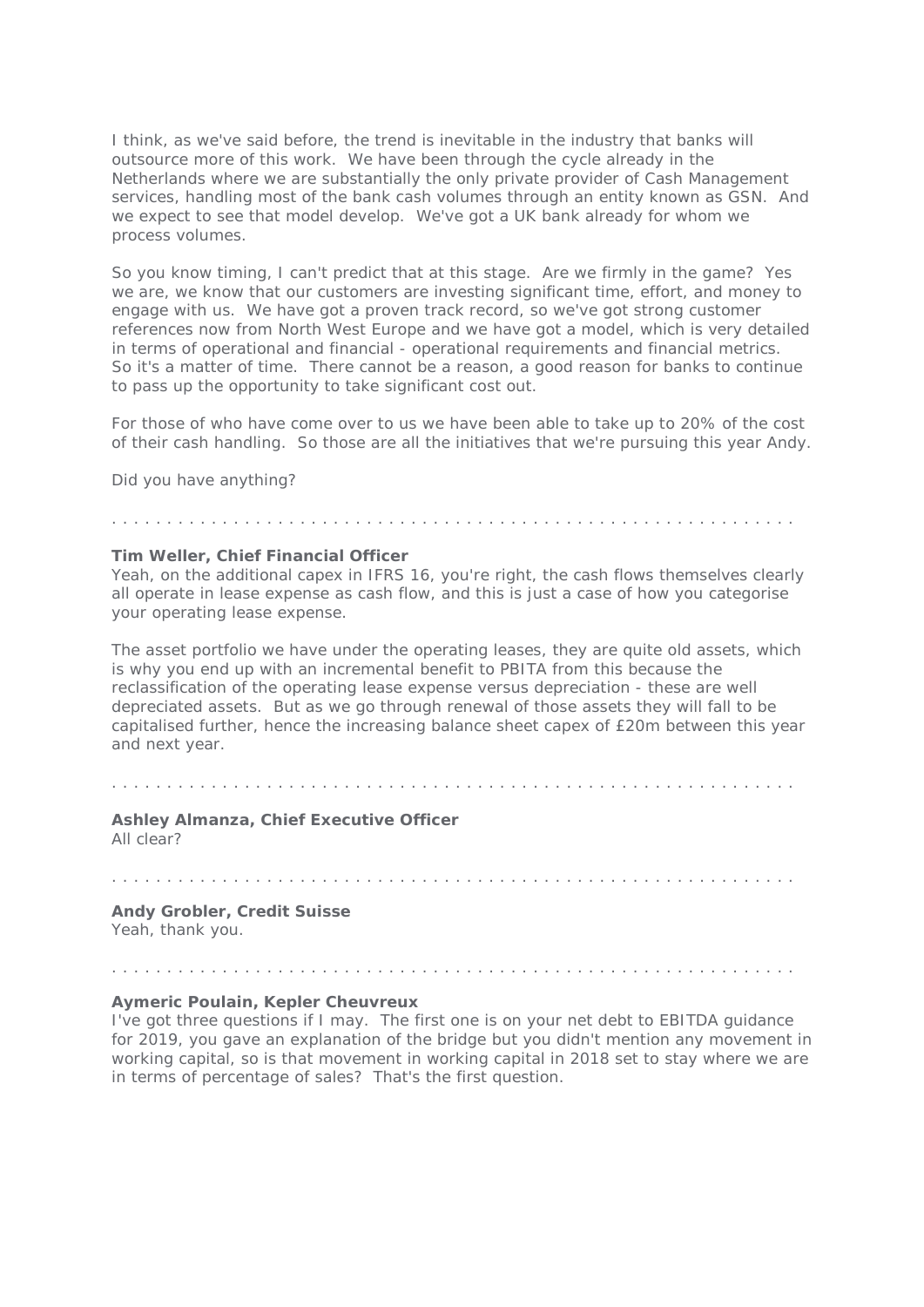I think, as we've said before, the trend is inevitable in the industry that banks will outsource more of this work. We have been through the cycle already in the Netherlands where we are substantially the only private provider of Cash Management services, handling most of the bank cash volumes through an entity known as GSN. And we expect to see that model develop. We've got a UK bank already for whom we process volumes.

So you know timing, I can't predict that at this stage. Are we firmly in the game? Yes we are, we know that our customers are investing significant time, effort, and money to engage with us. We have got a proven track record, so we've got strong customer references now from North West Europe and we have got a model, which is very detailed in terms of operational and financial - operational requirements and financial metrics. So it's a matter of time. There cannot be a reason, a good reason for banks to continue to pass up the opportunity to take significant cost out.

For those of who have come over to us we have been able to take up to 20% of the cost of their cash handling. So those are all the initiatives that we're pursuing this year Andy.

Did you have anything?

. . . . . . . . . . . . . . . . . . . . . . . . . . . . . . . . . . . . . . . . . . . . . . . . . . . . . . . . . . . . . .

**Tim Weller, Chief Financial Officer**
Yeah, on the additional capex in IFRS 16, you're right, the cash flows themselves clearly all operate in lease expense as cash flow, and this is just a case of how you categorise your operating lease expense.

The asset portfolio we have under the operating leases, they are quite old assets, which is why you end up with an incremental benefit to PBITA from this because the reclassification of the operating lease expense versus depreciation - these are well depreciated assets. But as we go through renewal of those assets they will fall to be capitalised further, hence the increasing balance sheet capex of £20m between this year and next year.

. . . . . . . . . . . . . . . . . . . . . . . . . . . . . . . . . . . . . . . . . . . . . . . . . . . . . . . . . . . . . .

**Ashley Almanza, Chief Executive Officer**
All clear?

. . . . . . . . . . . . . . . . . . . . . . . . . . . . . . . . . . . . . . . . . . . . . . . . . . . . . . . . . . . . . .

**Andy Grobler, Credit Suisse**
Yeah, thank you.

. . . . . . . . . . . . . . . . . . . . . . . . . . . . . . . . . . . . . . . . . . . . . . . . . . . . . . . . . . . . . .

**Aymeric Poulain, Kepler Cheuvreux**
I've got three questions if I may. The first one is on your net debt to EBITDA guidance for 2019, you gave an explanation of the bridge but you didn't mention any movement in working capital, so is that movement in working capital in 2018 set to stay where we are in terms of percentage of sales? That's the first question.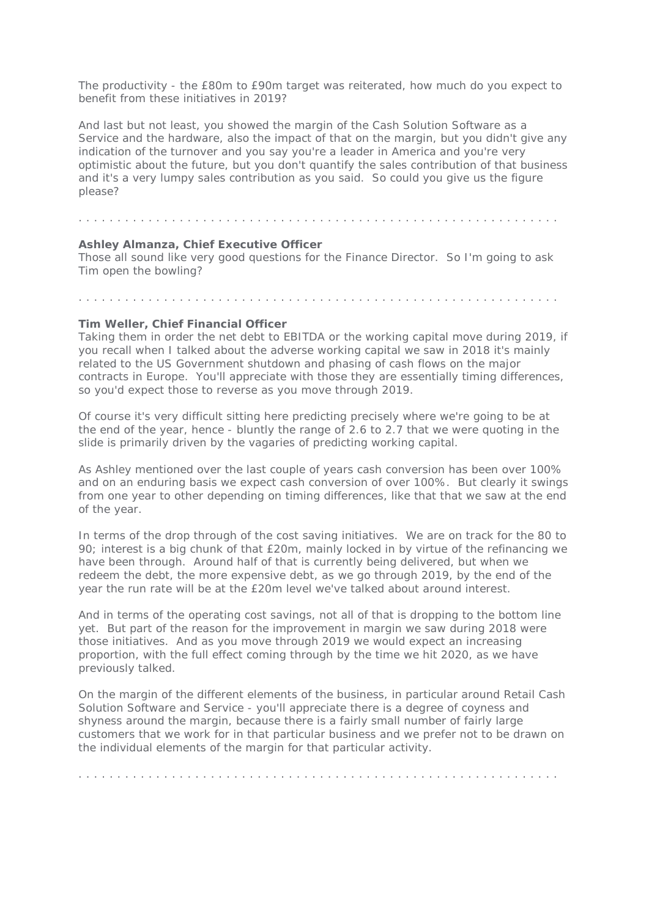The productivity - the £80m to £90m target was reiterated, how much do you expect to benefit from these initiatives in 2019?

And last but not least, you showed the margin of the Cash Solution Software as a Service and the hardware, also the impact of that on the margin, but you didn't give any indication of the turnover and you say you're a leader in America and you're very optimistic about the future, but you don't quantify the sales contribution of that business and it's a very lumpy sales contribution as you said. So could you give us the figure please?

. . . . . . . . . . . . . . . . . . . . . . . . . . . . . . . . . . . . . . . . . . . . . . . . . . . . . . . . . . . .

**Ashley Almanza, Chief Executive Officer**
Those all sound like very good questions for the Finance Director. So I'm going to ask Tim open the bowling?

. . . . . . . . . . . . . . . . . . . . . . . . . . . . . . . . . . . . . . . . . . . . . . . . . . . . . . . . . . . .

**Tim Weller, Chief Financial Officer**
Taking them in order the net debt to EBITDA or the working capital move during 2019, if you recall when I talked about the adverse working capital we saw in 2018 it's mainly related to the US Government shutdown and phasing of cash flows on the major contracts in Europe. You'll appreciate with those they are essentially timing differences, so you'd expect those to reverse as you move through 2019.

Of course it's very difficult sitting here predicting precisely where we're going to be at the end of the year, hence - bluntly the range of 2.6 to 2.7 that we were quoting in the slide is primarily driven by the vagaries of predicting working capital.

As Ashley mentioned over the last couple of years cash conversion has been over 100% and on an enduring basis we expect cash conversion of over 100%. But clearly it swings from one year to other depending on timing differences, like that that we saw at the end of the year.

In terms of the drop through of the cost saving initiatives. We are on track for the 80 to 90; interest is a big chunk of that £20m, mainly locked in by virtue of the refinancing we have been through. Around half of that is currently being delivered, but when we redeem the debt, the more expensive debt, as we go through 2019, by the end of the year the run rate will be at the £20m level we've talked about around interest.

And in terms of the operating cost savings, not all of that is dropping to the bottom line yet. But part of the reason for the improvement in margin we saw during 2018 were those initiatives. And as you move through 2019 we would expect an increasing proportion, with the full effect coming through by the time we hit 2020, as we have previously talked.

On the margin of the different elements of the business, in particular around Retail Cash Solution Software and Service - you'll appreciate there is a degree of coyness and shyness around the margin, because there is a fairly small number of fairly large customers that we work for in that particular business and we prefer not to be drawn on the individual elements of the margin for that particular activity.

. . . . . . . . . . . . . . . . . . . . . . . . . . . . . . . . . . . . . . . . . . . . . . . . . . . . . . . . . . . .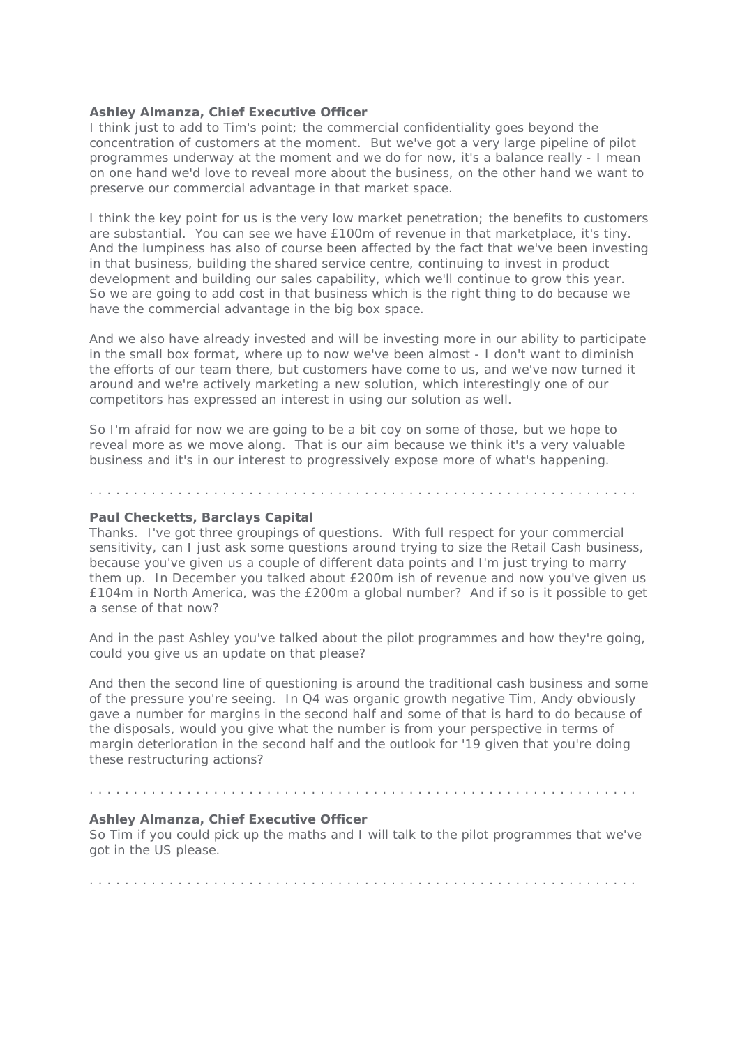**Ashley Almanza, Chief Executive Officer**
I think just to add to Tim's point; the commercial confidentiality goes beyond the concentration of customers at the moment. But we've got a very large pipeline of pilot programmes underway at the moment and we do for now, it's a balance really - I mean on one hand we'd love to reveal more about the business, on the other hand we want to preserve our commercial advantage in that market space.

I think the key point for us is the very low market penetration; the benefits to customers are substantial. You can see we have £100m of revenue in that marketplace, it's tiny. And the lumpiness has also of course been affected by the fact that we've been investing in that business, building the shared service centre, continuing to invest in product development and building our sales capability, which we'll continue to grow this year. So we are going to add cost in that business which is the right thing to do because we have the commercial advantage in the big box space.

And we also have already invested and will be investing more in our ability to participate in the small box format, where up to now we've been almost - I don't want to diminish the efforts of our team there, but customers have come to us, and we've now turned it around and we're actively marketing a new solution, which interestingly one of our competitors has expressed an interest in using our solution as well.

So I'm afraid for now we are going to be a bit coy on some of those, but we hope to reveal more as we move along. That is our aim because we think it's a very valuable business and it's in our interest to progressively expose more of what's happening.

. . . . . . . . . . . . . . . . . . . . . . . . . . . . . . . . . . . . . . . . . . . . . . . . . . . . . . . . . . . .

**Paul Checketts, Barclays Capital**
Thanks. I've got three groupings of questions. With full respect for your commercial sensitivity, can I just ask some questions around trying to size the Retail Cash business, because you've given us a couple of different data points and I'm just trying to marry them up. In December you talked about £200m ish of revenue and now you've given us £104m in North America, was the £200m a global number? And if so is it possible to get a sense of that now?

And in the past Ashley you've talked about the pilot programmes and how they're going, could you give us an update on that please?

And then the second line of questioning is around the traditional cash business and some of the pressure you're seeing. In Q4 was organic growth negative Tim, Andy obviously gave a number for margins in the second half and some of that is hard to do because of the disposals, would you give what the number is from your perspective in terms of margin deterioration in the second half and the outlook for '19 given that you're doing these restructuring actions?

. . . . . . . . . . . . . . . . . . . . . . . . . . . . . . . . . . . . . . . . . . . . . . . . . . . . . . . . . . . .

**Ashley Almanza, Chief Executive Officer**
So Tim if you could pick up the maths and I will talk to the pilot programmes that we've got in the US please.

. . . . . . . . . . . . . . . . . . . . . . . . . . . . . . . . . . . . . . . . . . . . . . . . . . . . . . . . . . . .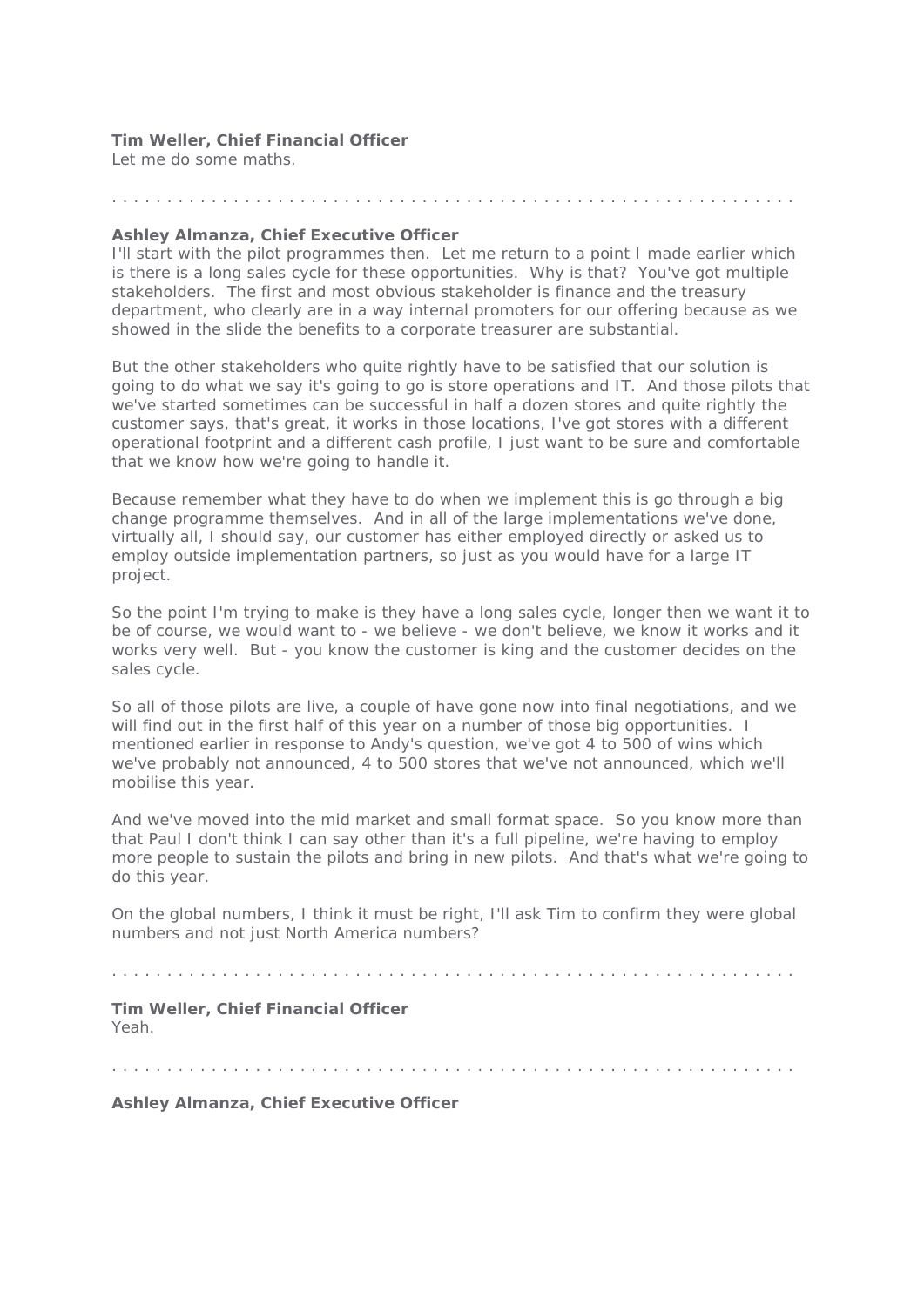**Tim Weller, Chief Financial Officer**
Let me do some maths.

. . . . . . . . . . . . . . . . . . . . . . . . . . . . . . . . . . . . . . . . . . . . . . . . . . . . . . . . . . . . .

**Ashley Almanza, Chief Executive Officer**
I'll start with the pilot programmes then. Let me return to a point I made earlier which is there is a long sales cycle for these opportunities. Why is that? You've got multiple stakeholders. The first and most obvious stakeholder is finance and the treasury department, who clearly are in a way internal promoters for our offering because as we showed in the slide the benefits to a corporate treasurer are substantial.

But the other stakeholders who quite rightly have to be satisfied that our solution is going to do what we say it's going to go is store operations and IT. And those pilots that we've started sometimes can be successful in half a dozen stores and quite rightly the customer says, that's great, it works in those locations, I've got stores with a different operational footprint and a different cash profile, I just want to be sure and comfortable that we know how we're going to handle it.

Because remember what they have to do when we implement this is go through a big change programme themselves. And in all of the large implementations we've done, virtually all, I should say, our customer has either employed directly or asked us to employ outside implementation partners, so just as you would have for a large IT project.

So the point I'm trying to make is they have a long sales cycle, longer then we want it to be of course, we would want to - we believe - we don't believe, we know it works and it works very well. But - you know the customer is king and the customer decides on the sales cycle.

So all of those pilots are live, a couple of have gone now into final negotiations, and we will find out in the first half of this year on a number of those big opportunities. I mentioned earlier in response to Andy's question, we've got 4 to 500 of wins which we've probably not announced, 4 to 500 stores that we've not announced, which we'll mobilise this year.

And we've moved into the mid market and small format space. So you know more than that Paul I don't think I can say other than it's a full pipeline, we're having to employ more people to sustain the pilots and bring in new pilots. And that's what we're going to do this year.

On the global numbers, I think it must be right, I'll ask Tim to confirm they were global numbers and not just North America numbers?

. . . . . . . . . . . . . . . . . . . . . . . . . . . . . . . . . . . . . . . . . . . . . . . . . . . . . . . . . . . . .

**Tim Weller, Chief Financial Officer**
Yeah.

. . . . . . . . . . . . . . . . . . . . . . . . . . . . . . . . . . . . . . . . . . . . . . . . . . . . . . . . . . . . .

**Ashley Almanza, Chief Executive Officer**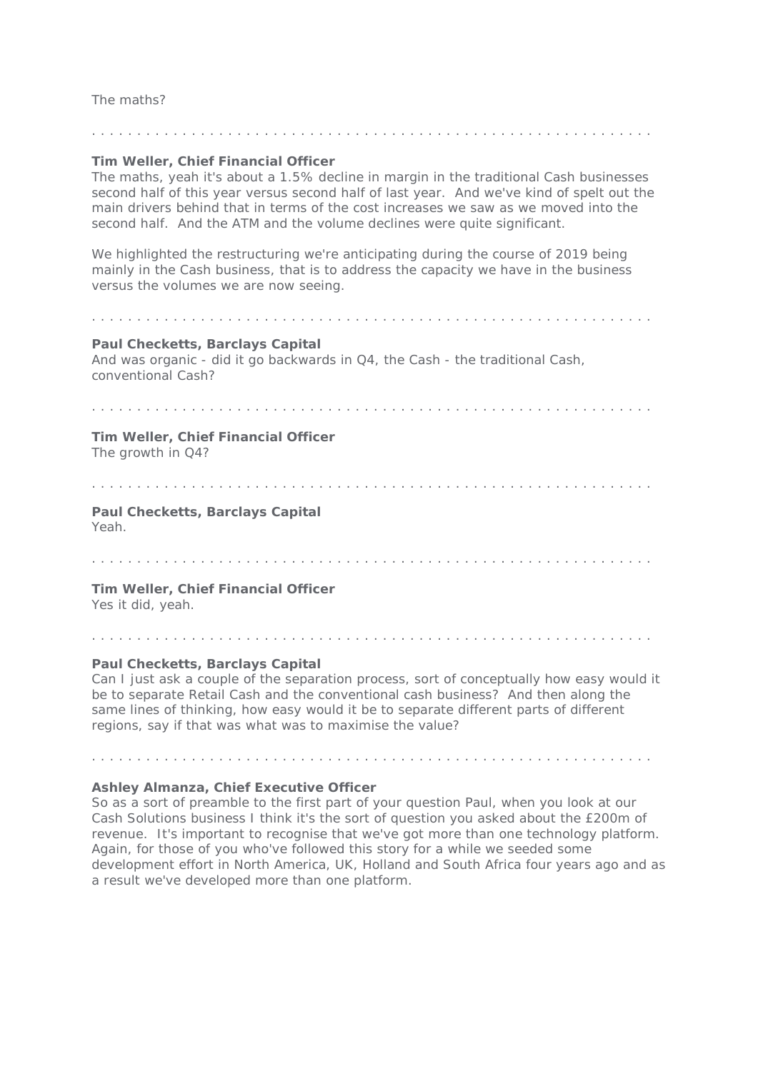The maths?

. . . . . . . . . . . . . . . . . . . . . . . . . . . . . . . . . . . . . . . . . . . . . . . . . . . . . . . . . . . . .

**Tim Weller, Chief Financial Officer**
The maths, yeah it's about a 1.5% decline in margin in the traditional Cash businesses second half of this year versus second half of last year. And we've kind of spelt out the main drivers behind that in terms of the cost increases we saw as we moved into the second half. And the ATM and the volume declines were quite significant.

We highlighted the restructuring we're anticipating during the course of 2019 being mainly in the Cash business, that is to address the capacity we have in the business versus the volumes we are now seeing.

. . . . . . . . . . . . . . . . . . . . . . . . . . . . . . . . . . . . . . . . . . . . . . . . . . . . . . . . . . . . .

**Paul Checketts, Barclays Capital**
And was organic - did it go backwards in Q4, the Cash - the traditional Cash, conventional Cash?

. . . . . . . . . . . . . . . . . . . . . . . . . . . . . . . . . . . . . . . . . . . . . . . . . . . . . . . . . . . . .

**Tim Weller, Chief Financial Officer**
The growth in Q4?

. . . . . . . . . . . . . . . . . . . . . . . . . . . . . . . . . . . . . . . . . . . . . . . . . . . . . . . . . . . . .

**Paul Checketts, Barclays Capital**
Yeah.

. . . . . . . . . . . . . . . . . . . . . . . . . . . . . . . . . . . . . . . . . . . . . . . . . . . . . . . . . . . . .

**Tim Weller, Chief Financial Officer**
Yes it did, yeah.

. . . . . . . . . . . . . . . . . . . . . . . . . . . . . . . . . . . . . . . . . . . . . . . . . . . . . . . . . . . . .

**Paul Checketts, Barclays Capital**
Can I just ask a couple of the separation process, sort of conceptually how easy would it be to separate Retail Cash and the conventional cash business? And then along the same lines of thinking, how easy would it be to separate different parts of different regions, say if that was what was to maximise the value?

. . . . . . . . . . . . . . . . . . . . . . . . . . . . . . . . . . . . . . . . . . . . . . . . . . . . . . . . . . . . .

**Ashley Almanza, Chief Executive Officer**
So as a sort of preamble to the first part of your question Paul, when you look at our Cash Solutions business I think it's the sort of question you asked about the £200m of revenue. It's important to recognise that we've got more than one technology platform. Again, for those of you who've followed this story for a while we seeded some development effort in North America, UK, Holland and South Africa four years ago and as a result we've developed more than one platform.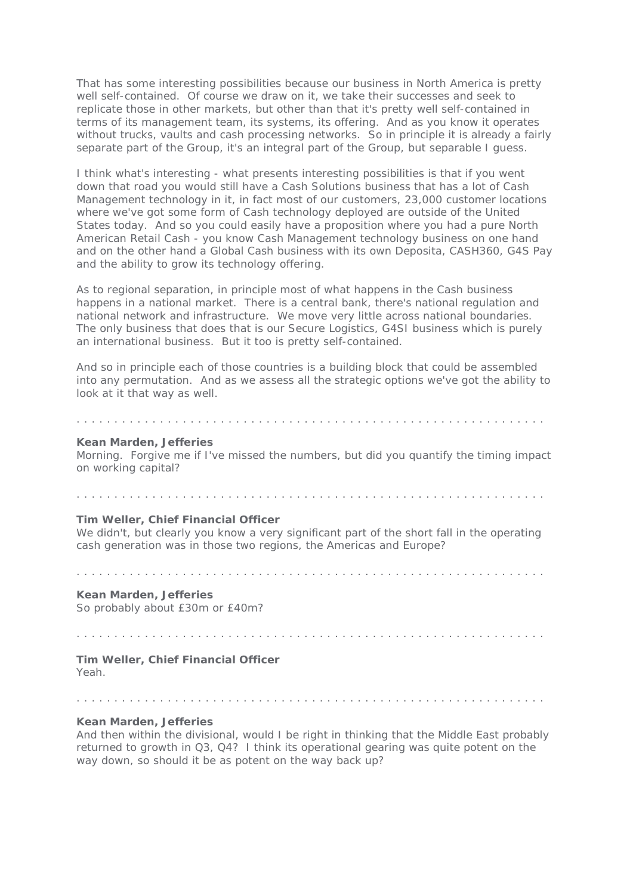That has some interesting possibilities because our business in North America is pretty well self-contained. Of course we draw on it, we take their successes and seek to replicate those in other markets, but other than that it's pretty well self-contained in terms of its management team, its systems, its offering. And as you know it operates without trucks, vaults and cash processing networks. So in principle it is already a fairly separate part of the Group, it's an integral part of the Group, but separable I guess.

I think what's interesting - what presents interesting possibilities is that if you went down that road you would still have a Cash Solutions business that has a lot of Cash Management technology in it, in fact most of our customers, 23,000 customer locations where we've got some form of Cash technology deployed are outside of the United States today. And so you could easily have a proposition where you had a pure North American Retail Cash - you know Cash Management technology business on one hand and on the other hand a Global Cash business with its own Deposita, CASH360, G4S Pay and the ability to grow its technology offering.

As to regional separation, in principle most of what happens in the Cash business happens in a national market. There is a central bank, there's national regulation and national network and infrastructure. We move very little across national boundaries. The only business that does that is our Secure Logistics, G4SI business which is purely an international business. But it too is pretty self-contained.

And so in principle each of those countries is a building block that could be assembled into any permutation. And as we assess all the strategic options we've got the ability to look at it that way as well.

. . . . . . . . . . . . . . . . . . . . . . . . . . . . . . . . . . . . . . . . . . . . . . . . . . . . . . . . . . . . .

**Kean Marden, Jefferies**
Morning. Forgive me if I've missed the numbers, but did you quantify the timing impact on working capital?

. . . . . . . . . . . . . . . . . . . . . . . . . . . . . . . . . . . . . . . . . . . . . . . . . . . . . . . . . . . . .

**Tim Weller, Chief Financial Officer**
We didn't, but clearly you know a very significant part of the short fall in the operating cash generation was in those two regions, the Americas and Europe?

. . . . . . . . . . . . . . . . . . . . . . . . . . . . . . . . . . . . . . . . . . . . . . . . . . . . . . . . . . . . .

**Kean Marden, Jefferies**
So probably about £30m or £40m?

. . . . . . . . . . . . . . . . . . . . . . . . . . . . . . . . . . . . . . . . . . . . . . . . . . . . . . . . . . . . .

**Tim Weller, Chief Financial Officer**
Yeah.

. . . . . . . . . . . . . . . . . . . . . . . . . . . . . . . . . . . . . . . . . . . . . . . . . . . . . . . . . . . . .

**Kean Marden, Jefferies**
And then within the divisional, would I be right in thinking that the Middle East probably returned to growth in Q3, Q4? I think its operational gearing was quite potent on the way down, so should it be as potent on the way back up?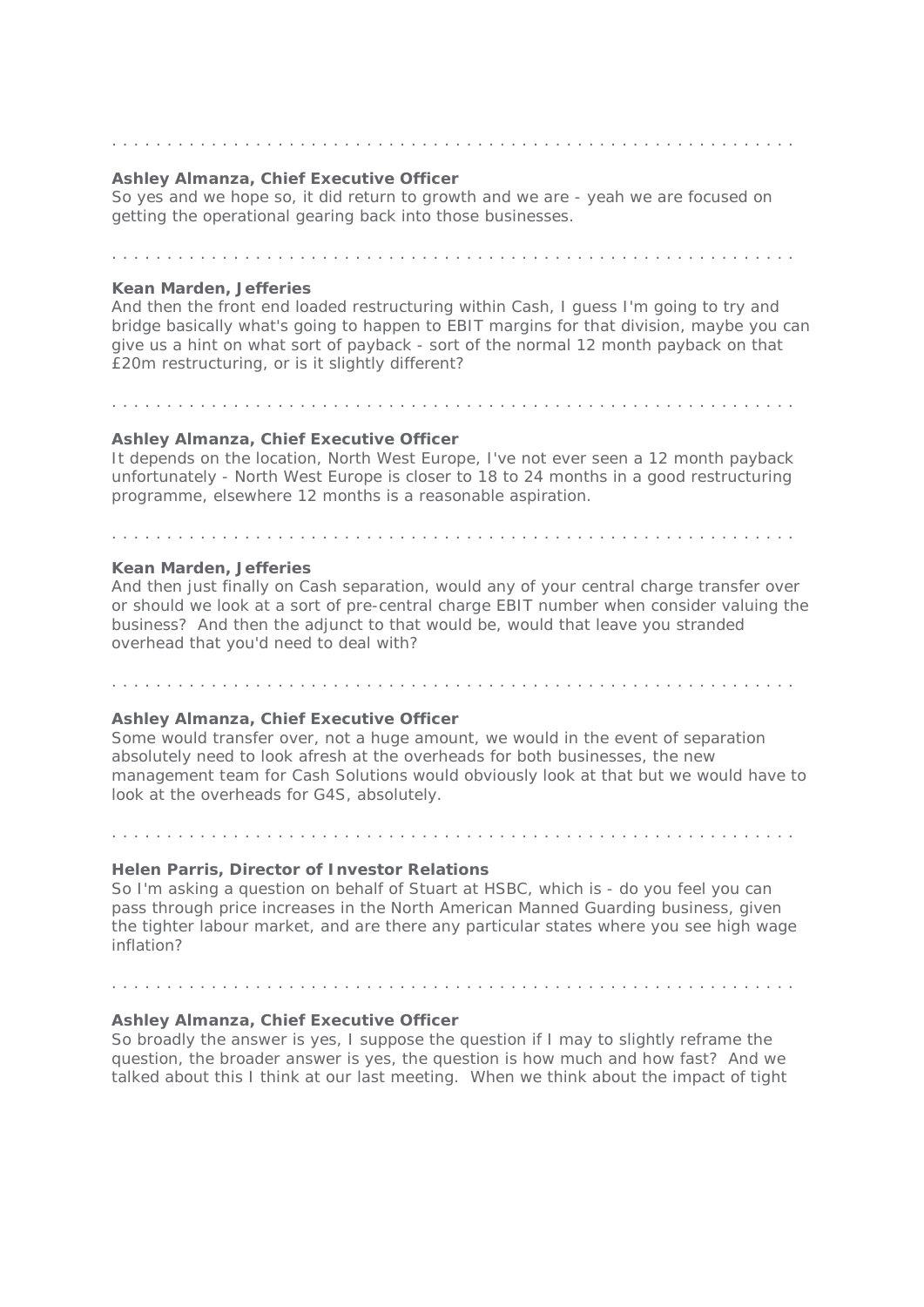. . . . . . . . . . . . . . . . . . . . . . . . . . . . . . . . . . . . . . . . . . . . . . . . . . . . . . . . . . . . . . .

**Ashley Almanza, Chief Executive Officer**
So yes and we hope so, it did return to growth and we are - yeah we are focused on getting the operational gearing back into those businesses.

. . . . . . . . . . . . . . . . . . . . . . . . . . . . . . . . . . . . . . . . . . . . . . . . . . . . . . . . . . . . . . .

**Kean Marden, Jefferies**
And then the front end loaded restructuring within Cash, I guess I'm going to try and bridge basically what's going to happen to EBIT margins for that division, maybe you can give us a hint on what sort of payback - sort of the normal 12 month payback on that £20m restructuring, or is it slightly different?

. . . . . . . . . . . . . . . . . . . . . . . . . . . . . . . . . . . . . . . . . . . . . . . . . . . . . . . . . . . . . . .

**Ashley Almanza, Chief Executive Officer**
It depends on the location, North West Europe, I've not ever seen a 12 month payback unfortunately - North West Europe is closer to 18 to 24 months in a good restructuring programme, elsewhere 12 months is a reasonable aspiration.

. . . . . . . . . . . . . . . . . . . . . . . . . . . . . . . . . . . . . . . . . . . . . . . . . . . . . . . . . . . . . . .

**Kean Marden, Jefferies**
And then just finally on Cash separation, would any of your central charge transfer over or should we look at a sort of pre-central charge EBIT number when consider valuing the business? And then the adjunct to that would be, would that leave you stranded overhead that you'd need to deal with?

. . . . . . . . . . . . . . . . . . . . . . . . . . . . . . . . . . . . . . . . . . . . . . . . . . . . . . . . . . . . . . .

**Ashley Almanza, Chief Executive Officer**
Some would transfer over, not a huge amount, we would in the event of separation absolutely need to look afresh at the overheads for both businesses, the new management team for Cash Solutions would obviously look at that but we would have to look at the overheads for G4S, absolutely.

. . . . . . . . . . . . . . . . . . . . . . . . . . . . . . . . . . . . . . . . . . . . . . . . . . . . . . . . . . . . . . .

**Helen Parris, Director of Investor Relations**
So I'm asking a question on behalf of Stuart at HSBC, which is - do you feel you can pass through price increases in the North American Manned Guarding business, given the tighter labour market, and are there any particular states where you see high wage inflation?

. . . . . . . . . . . . . . . . . . . . . . . . . . . . . . . . . . . . . . . . . . . . . . . . . . . . . . . . . . . . . . .

**Ashley Almanza, Chief Executive Officer**
So broadly the answer is yes, I suppose the question if I may to slightly reframe the question, the broader answer is yes, the question is how much and how fast? And we talked about this I think at our last meeting. When we think about the impact of tight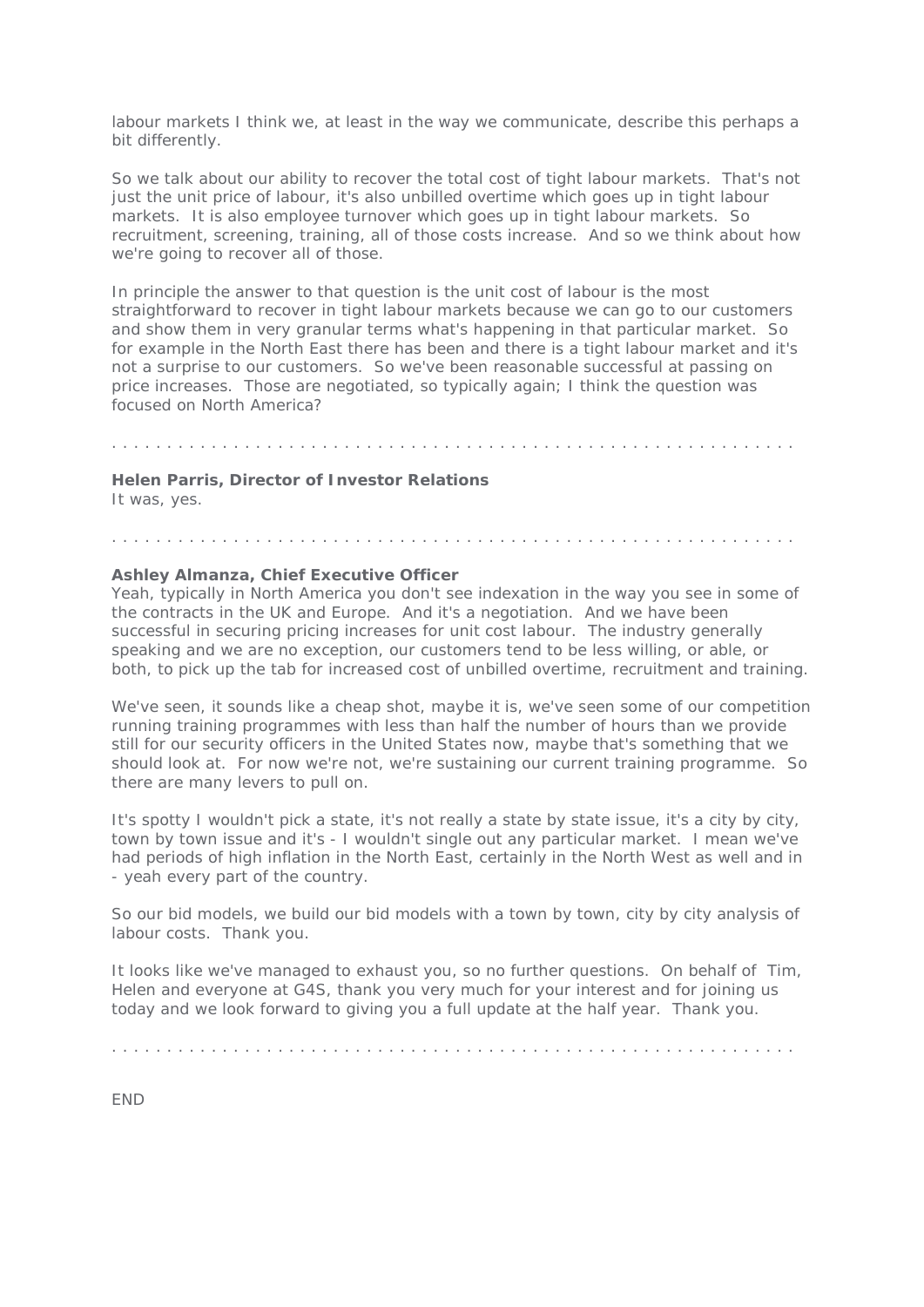labour markets I think we, at least in the way we communicate, describe this perhaps a bit differently.

So we talk about our ability to recover the total cost of tight labour markets. That's not just the unit price of labour, it's also unbilled overtime which goes up in tight labour markets. It is also employee turnover which goes up in tight labour markets. So recruitment, screening, training, all of those costs increase. And so we think about how we're going to recover all of those.

In principle the answer to that question is the unit cost of labour is the most straightforward to recover in tight labour markets because we can go to our customers and show them in very granular terms what's happening in that particular market. So for example in the North East there has been and there is a tight labour market and it's not a surprise to our customers. So we've been reasonable successful at passing on price increases. Those are negotiated, so typically again; I think the question was focused on North America?

. . . . . . . . . . . . . . . . . . . . . . . . . . . . . . . . . . . . . . . . . . . . . . . . . . . . . . . . . . . . .

**Helen Parris, Director of Investor Relations**
It was, yes.

. . . . . . . . . . . . . . . . . . . . . . . . . . . . . . . . . . . . . . . . . . . . . . . . . . . . . . . . . . . . .

**Ashley Almanza, Chief Executive Officer**
Yeah, typically in North America you don't see indexation in the way you see in some of the contracts in the UK and Europe. And it's a negotiation. And we have been successful in securing pricing increases for unit cost labour. The industry generally speaking and we are no exception, our customers tend to be less willing, or able, or both, to pick up the tab for increased cost of unbilled overtime, recruitment and training.

We've seen, it sounds like a cheap shot, maybe it is, we've seen some of our competition running training programmes with less than half the number of hours than we provide still for our security officers in the United States now, maybe that's something that we should look at. For now we're not, we're sustaining our current training programme. So there are many levers to pull on.

It's spotty I wouldn't pick a state, it's not really a state by state issue, it's a city by city, town by town issue and it's - I wouldn't single out any particular market. I mean we've had periods of high inflation in the North East, certainly in the North West as well and in - yeah every part of the country.

So our bid models, we build our bid models with a town by town, city by city analysis of labour costs. Thank you.

It looks like we've managed to exhaust you, so no further questions. On behalf of Tim, Helen and everyone at G4S, thank you very much for your interest and for joining us today and we look forward to giving you a full update at the half year. Thank you.

. . . . . . . . . . . . . . . . . . . . . . . . . . . . . . . . . . . . . . . . . . . . . . . . . . . . . . . . . . . . .

END